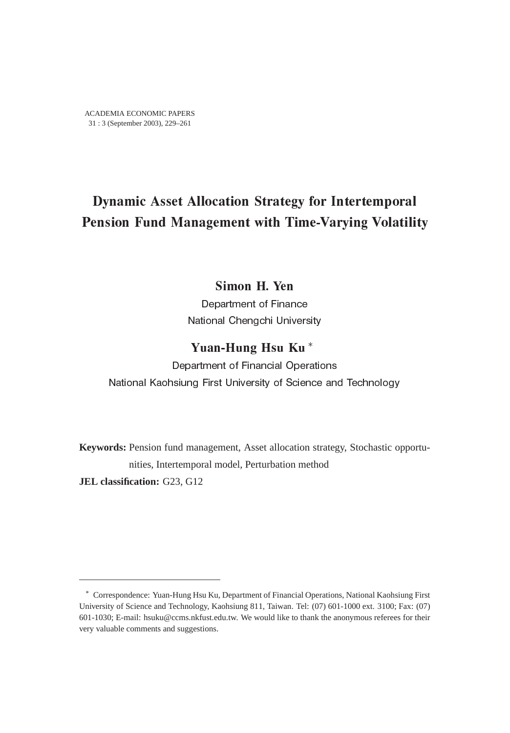# Dynamic Asset Allocation Strategy for Intertemporal Pension Fund Management with Time-Varying Volatility

**Simon H. Yen**

Department of Finance

National Chengchi University

**Yuan-Hung Hsu Ku** *

Department of Financial Operations

National Kaohsiung First University of Science and Technology

**Keywords:** Pension fund management, Asset allocation strategy, Stochastic opportunities, Intertemporal model, Perturbation method

**JEL classification:** G23, G12

---

* Correspondence: Yuan-Hung Hsu Ku, Department of Financial Operations, National Kaohsiung First University of Science and Technology, Kaohsiung 811, Taiwan. Tel: (07) 601-1000 ext. 3100; Fax: (07) 601-1030; E-mail: hsuku@ccms.nkfust.edu.tw. We would like to thank the anonymous referees for their very valuable comments and suggestions.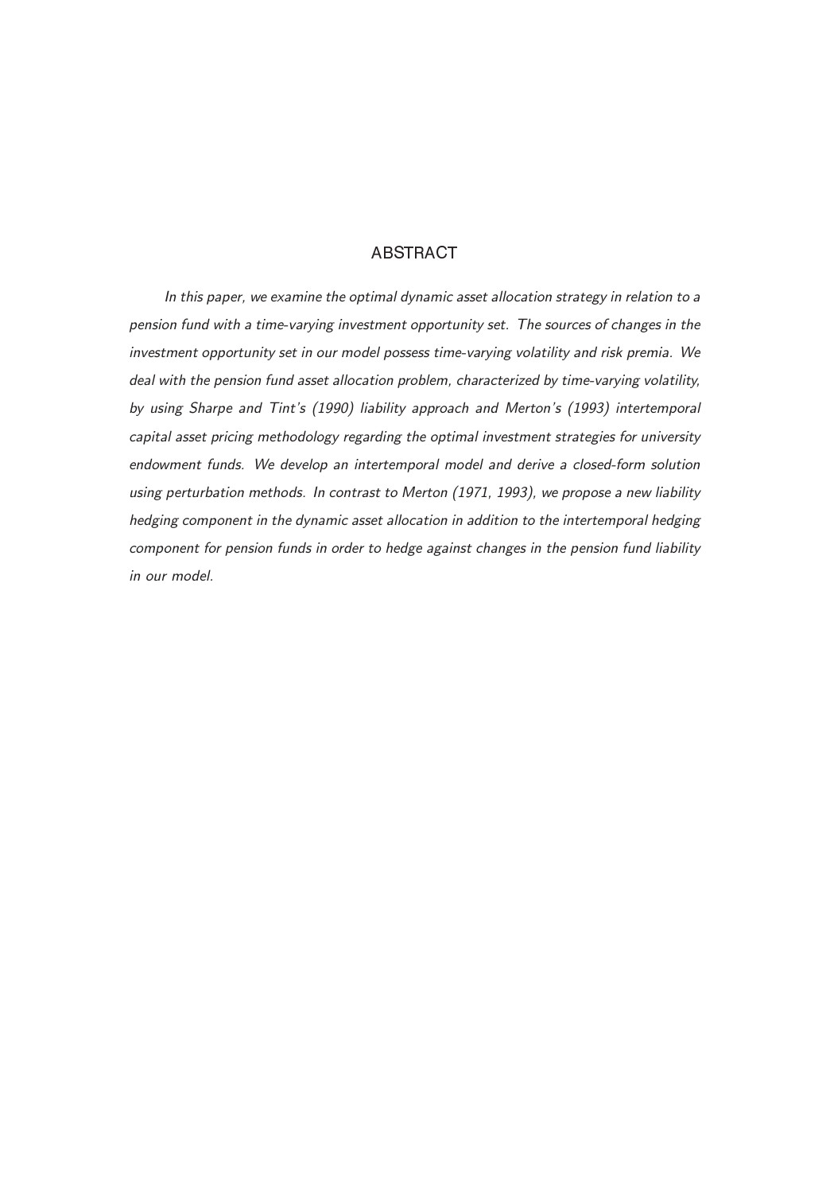## ABSTRACT

*In this paper, we examine the optimal dynamic asset allocation strategy in relation to a pension fund with a time-varying investment opportunity set. The sources of changes in the investment opportunity set in our model possess time-varying volatility and risk premia. We deal with the pension fund asset allocation problem, characterized by time-varying volatility, by using Sharpe and Tint's (1990) liability approach and Merton's (1993) intertemporal capital asset pricing methodology regarding the optimal investment strategies for university endowment funds. We develop an intertemporal model and derive a closed-form solution using perturbation methods. In contrast to Merton (1971, 1993), we propose a new liability hedging component in the dynamic asset allocation in addition to the intertemporal hedging component for pension funds in order to hedge against changes in the pension fund liability in our model.*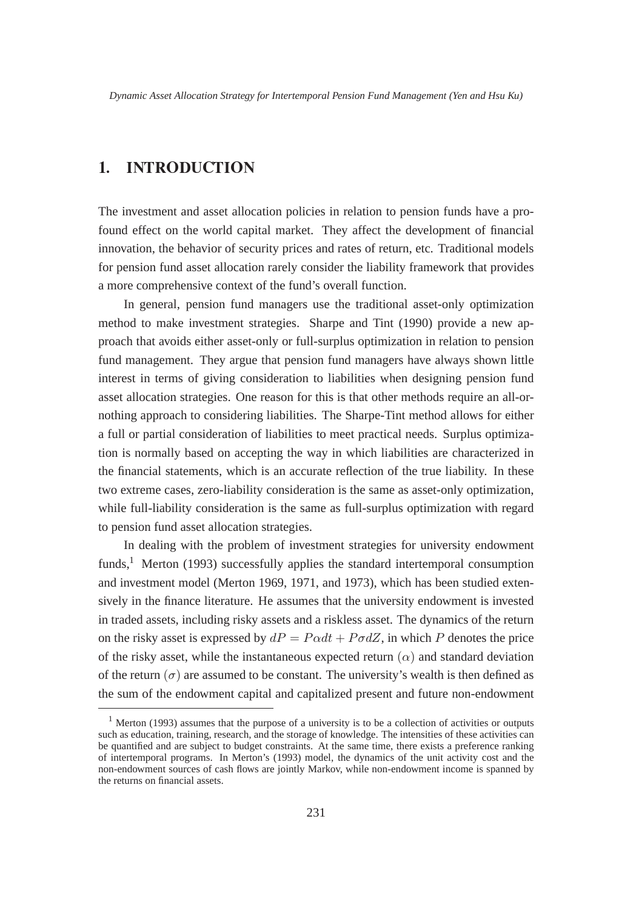# 1. INTRODUCTION

The investment and asset allocation policies in relation to pension funds have a profound effect on the world capital market. They affect the development of financial innovation, the behavior of security prices and rates of return, etc. Traditional models for pension fund asset allocation rarely consider the liability framework that provides a more comprehensive context of the fund's overall function.

In general, pension fund managers use the traditional asset-only optimization method to make investment strategies. Sharpe and Tint (1990) provide a new approach that avoids either asset-only or full-surplus optimization in relation to pension fund management. They argue that pension fund managers have always shown little interest in terms of giving consideration to liabilities when designing pension fund asset allocation strategies. One reason for this is that other methods require an all-or-nothing approach to considering liabilities. The Sharpe-Tint method allows for either a full or partial consideration of liabilities to meet practical needs. Surplus optimization is normally based on accepting the way in which liabilities are characterized in the financial statements, which is an accurate reflection of the true liability. In these two extreme cases, zero-liability consideration is the same as asset-only optimization, while full-liability consideration is the same as full-surplus optimization with regard to pension fund asset allocation strategies.

In dealing with the problem of investment strategies for university endowment funds,[1] Merton (1993) successfully applies the standard intertemporal consumption and investment model (Merton 1969, 1971, and 1973), which has been studied extensively in the finance literature. He assumes that the university endowment is invested in traded assets, including risky assets and a riskless asset. The dynamics of the return on the risky asset is expressed by $dP = P\alpha dt + P\sigma dZ$, in which $P$ denotes the price of the risky asset, while the instantaneous expected return $(\alpha)$ and standard deviation of the return $(\sigma)$ are assumed to be constant. The university's wealth is then defined as the sum of the endowment capital and capitalized present and future non-endowment

[1] Merton (1993) assumes that the purpose of a university is to be a collection of activities or outputs such as education, training, research, and the storage of knowledge. The intensities of these activities can be quantified and are subject to budget constraints. At the same time, there exists a preference ranking of intertemporal programs. In Merton's (1993) model, the dynamics of the unit activity cost and the non-endowment sources of cash flows are jointly Markov, while non-endowment income is spanned by the returns on financial assets.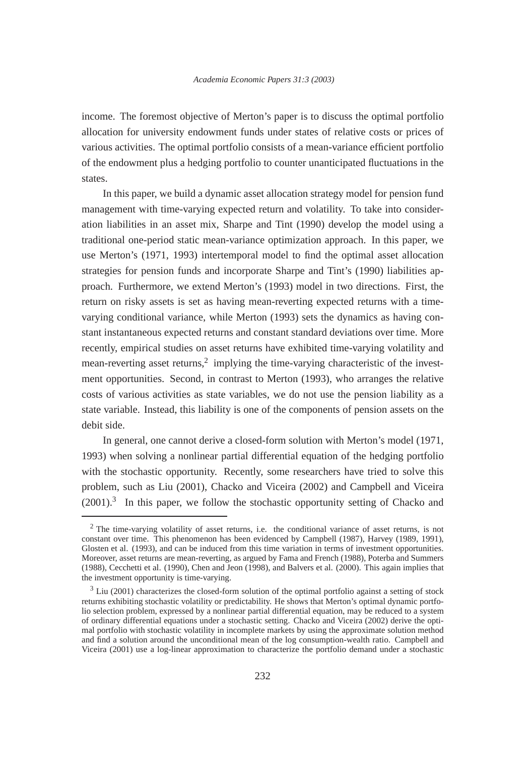income. The foremost objective of Merton's paper is to discuss the optimal portfolio allocation for university endowment funds under states of relative costs or prices of various activities. The optimal portfolio consists of a mean-variance efficient portfolio of the endowment plus a hedging portfolio to counter unanticipated fluctuations in the states.

In this paper, we build a dynamic asset allocation strategy model for pension fund management with time-varying expected return and volatility. To take into consideration liabilities in an asset mix, Sharpe and Tint (1990) develop the model using a traditional one-period static mean-variance optimization approach. In this paper, we use Merton's (1971, 1993) intertemporal model to find the optimal asset allocation strategies for pension funds and incorporate Sharpe and Tint's (1990) liabilities approach. Furthermore, we extend Merton's (1993) model in two directions. First, the return on risky assets is set as having mean-reverting expected returns with a time-varying conditional variance, while Merton (1993) sets the dynamics as having constant instantaneous expected returns and constant standard deviations over time. More recently, empirical studies on asset returns have exhibited time-varying volatility and mean-reverting asset returns,[2] implying the time-varying characteristic of the investment opportunities. Second, in contrast to Merton (1993), who arranges the relative costs of various activities as state variables, we do not use the pension liability as a state variable. Instead, this liability is one of the components of pension assets on the debit side.

In general, one cannot derive a closed-form solution with Merton's model (1971, 1993) when solving a nonlinear partial differential equation of the hedging portfolio with the stochastic opportunity. Recently, some researchers have tried to solve this problem, such as Liu (2001), Chacko and Viceira (2002) and Campbell and Viceira (2001).[3] In this paper, we follow the stochastic opportunity setting of Chacko and

[2] The time-varying volatility of asset returns, i.e. the conditional variance of asset returns, is not constant over time. This phenomenon has been evidenced by Campbell (1987), Harvey (1989, 1991), Glosten et al. (1993), and can be induced from this time variation in terms of investment opportunities. Moreover, asset returns are mean-reverting, as argued by Fama and French (1988), Poterba and Summers (1988), Cecchetti et al. (1990), Chen and Jeon (1998), and Balvers et al. (2000). This again implies that the investment opportunity is time-varying.

[3] Liu (2001) characterizes the closed-form solution of the optimal portfolio against a setting of stock returns exhibiting stochastic volatility or predictability. He shows that Merton's optimal dynamic portfolio selection problem, expressed by a nonlinear partial differential equation, may be reduced to a system of ordinary differential equations under a stochastic setting. Chacko and Viceira (2002) derive the optimal portfolio with stochastic volatility in incomplete markets by using the approximate solution method and find a solution around the unconditional mean of the log consumption-wealth ratio. Campbell and Viceira (2001) use a log-linear approximation to characterize the portfolio demand under a stochastic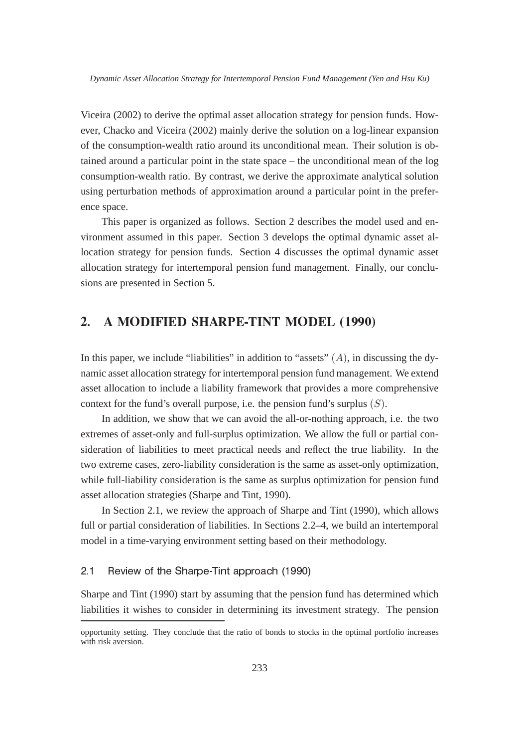Viceira (2002) to derive the optimal asset allocation strategy for pension funds. However, Chacko and Viceira (2002) mainly derive the solution on a log-linear expansion of the consumption-wealth ratio around its unconditional mean. Their solution is obtained around a particular point in the state space – the unconditional mean of the log consumption-wealth ratio. By contrast, we derive the approximate analytical solution using perturbation methods of approximation around a particular point in the preference space.

This paper is organized as follows. Section 2 describes the model used and environment assumed in this paper. Section 3 develops the optimal dynamic asset allocation strategy for pension funds. Section 4 discusses the optimal dynamic asset allocation strategy for intertemporal pension fund management. Finally, our conclusions are presented in Section 5.

## 2. A MODIFIED SHARPE-TINT MODEL (1990)

In this paper, we include "liabilities" in addition to "assets" $(A)$, in discussing the dynamic asset allocation strategy for intertemporal pension fund management. We extend asset allocation to include a liability framework that provides a more comprehensive context for the fund's overall purpose, i.e. the pension fund's surplus $(S)$.

In addition, we show that we can avoid the all-or-nothing approach, i.e. the two extremes of asset-only and full-surplus optimization. We allow the full or partial consideration of liabilities to meet practical needs and reflect the true liability. In the two extreme cases, zero-liability consideration is the same as asset-only optimization, while full-liability consideration is the same as surplus optimization for pension fund asset allocation strategies (Sharpe and Tint, 1990).

In Section 2.1, we review the approach of Sharpe and Tint (1990), which allows full or partial consideration of liabilities. In Sections 2.2–4, we build an intertemporal model in a time-varying environment setting based on their methodology.

### 2.1 Review of the Sharpe-Tint approach (1990)

Sharpe and Tint (1990) start by assuming that the pension fund has determined which liabilities it wishes to consider in determining its investment strategy. The pension

---

opportunity setting. They conclude that the ratio of bonds to stocks in the optimal portfolio increases with risk aversion.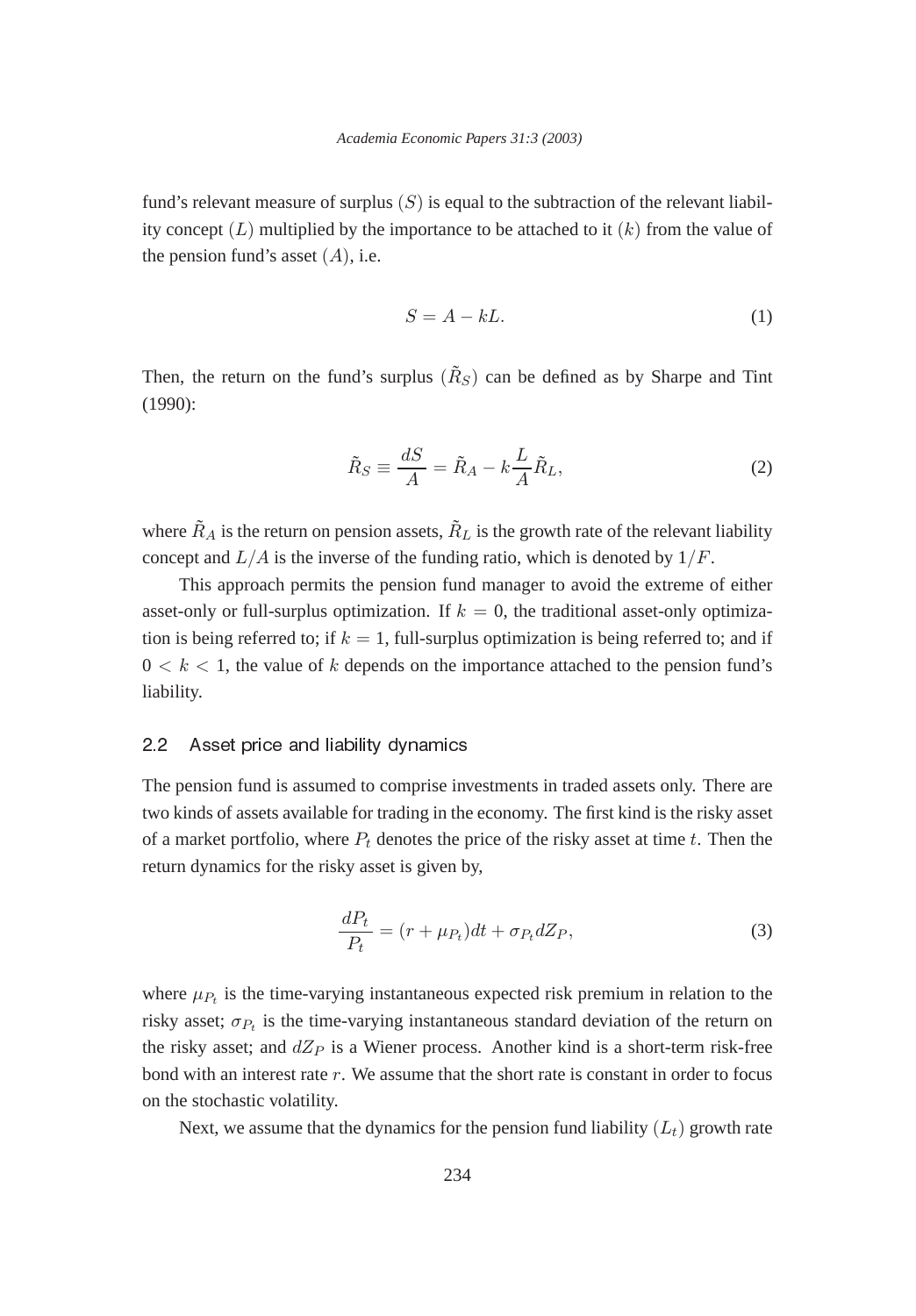fund's relevant measure of surplus $(S)$ is equal to the subtraction of the relevant liability concept $(L)$ multiplied by the importance to be attached to it $(k)$ from the value of the pension fund's asset $(A)$, i.e.

$$S = A - kL. \tag{1}$$

Then, the return on the fund's surplus $(\tilde{R}_S)$ can be defined as by Sharpe and Tint (1990):

$$\tilde{R}_S \equiv \frac{dS}{A} = \tilde{R}_A - k\frac{L}{A}\tilde{R}_L, \tag{2}$$

where $\tilde{R}_A$ is the return on pension assets, $\tilde{R}_L$ is the growth rate of the relevant liability concept and $L/A$ is the inverse of the funding ratio, which is denoted by $1/F$.

This approach permits the pension fund manager to avoid the extreme of either asset-only or full-surplus optimization. If $k = 0$, the traditional asset-only optimization is being referred to; if $k = 1$, full-surplus optimization is being referred to; and if $0 < k < 1$, the value of $k$ depends on the importance attached to the pension fund's liability.

## 2.2 Asset price and liability dynamics

The pension fund is assumed to comprise investments in traded assets only. There are two kinds of assets available for trading in the economy. The first kind is the risky asset of a market portfolio, where $P_t$ denotes the price of the risky asset at time $t$. Then the return dynamics for the risky asset is given by,

$$\frac{dP_t}{P_t} = (r + \mu_{P_t})dt + \sigma_{P_t}dZ_P, \tag{3}$$

where $\mu_{P_t}$ is the time-varying instantaneous expected risk premium in relation to the risky asset; $\sigma_{P_t}$ is the time-varying instantaneous standard deviation of the return on the risky asset; and $dZ_P$ is a Wiener process. Another kind is a short-term risk-free bond with an interest rate $r$. We assume that the short rate is constant in order to focus on the stochastic volatility.

Next, we assume that the dynamics for the pension fund liability $(L_t)$ growth rate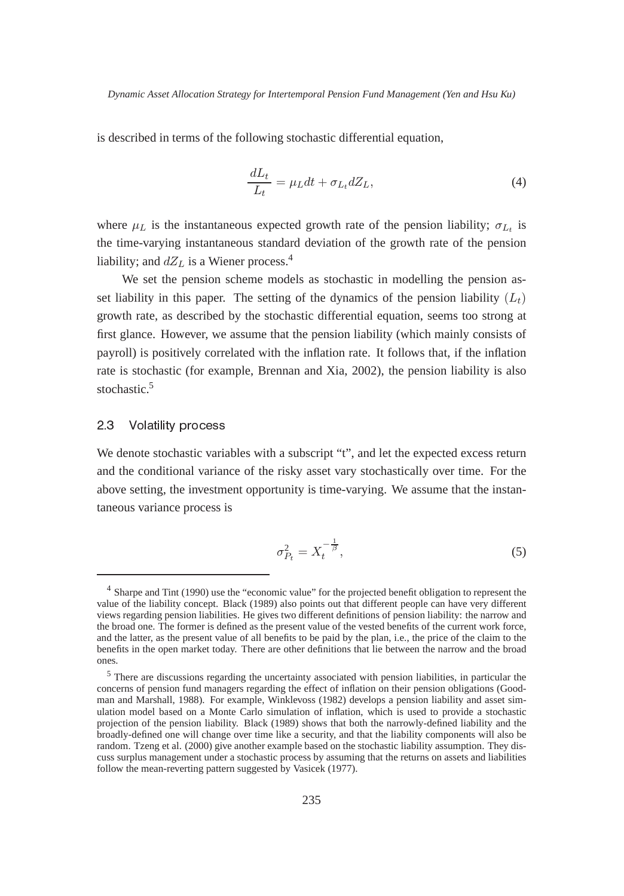is described in terms of the following stochastic differential equation,

$$\frac{dL_t}{L_t} = \mu_L dt + \sigma_{L_t} dZ_L, \tag{4}$$

where $\mu_L$ is the instantaneous expected growth rate of the pension liability; $\sigma_{L_t}$ is the time-varying instantaneous standard deviation of the growth rate of the pension liability; and $dZ_L$ is a Wiener process.[4]

We set the pension scheme models as stochastic in modelling the pension asset liability in this paper. The setting of the dynamics of the pension liability $(L_t)$ growth rate, as described by the stochastic differential equation, seems too strong at first glance. However, we assume that the pension liability (which mainly consists of payroll) is positively correlated with the inflation rate. It follows that, if the inflation rate is stochastic (for example, Brennan and Xia, 2002), the pension liability is also stochastic.[5]

### 2.3 Volatility process

We denote stochastic variables with a subscript "t", and let the expected excess return and the conditional variance of the risky asset vary stochastically over time. For the above setting, the investment opportunity is time-varying. We assume that the instantaneous variance process is

$$\sigma_{P_t}^2 = X_t^{-\frac{1}{\beta}}, \tag{5}$$

[4] Sharpe and Tint (1990) use the "economic value" for the projected benefit obligation to represent the value of the liability concept. Black (1989) also points out that different people can have very different views regarding pension liabilities. He gives two different definitions of pension liability: the narrow and the broad one. The former is defined as the present value of the vested benefits of the current work force, and the latter, as the present value of all benefits to be paid by the plan, i.e., the price of the claim to the benefits in the open market today. There are other definitions that lie between the narrow and the broad ones.

[5] There are discussions regarding the uncertainty associated with pension liabilities, in particular the concerns of pension fund managers regarding the effect of inflation on their pension obligations (Goodman and Marshall, 1988). For example, Winklevoss (1982) develops a pension liability and asset simulation model based on a Monte Carlo simulation of inflation, which is used to provide a stochastic projection of the pension liability. Black (1989) shows that both the narrowly-defined liability and the broadly-defined one will change over time like a security, and that the liability components will also be random. Tzeng et al. (2000) give another example based on the stochastic liability assumption. They discuss surplus management under a stochastic process by assuming that the returns on assets and liabilities follow the mean-reverting pattern suggested by Vasicek (1977).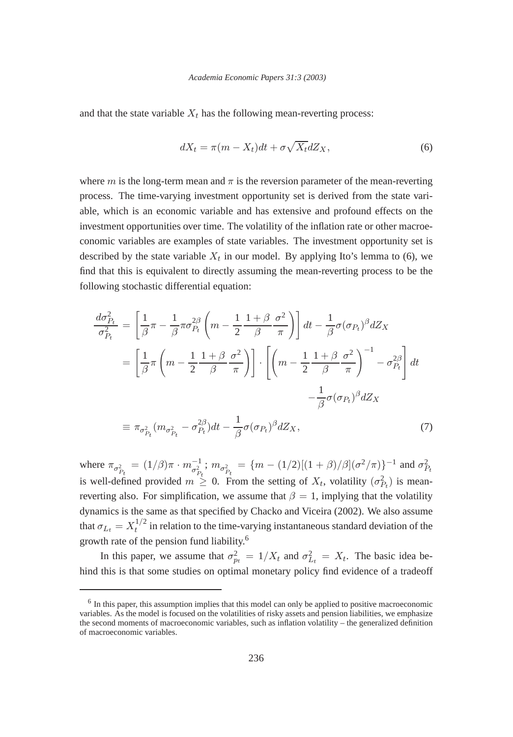and that the state variable $X_t$ has the following mean-reverting process:

$$dX_t = \pi(m - X_t)dt + \sigma\sqrt{X_t}dZ_X, \tag{6}$$

where $m$ is the long-term mean and $\pi$ is the reversion parameter of the mean-reverting process. The time-varying investment opportunity set is derived from the state variable, which is an economic variable and has extensive and profound effects on the investment opportunities over time. The volatility of the inflation rate or other macroeconomic variables are examples of state variables. The investment opportunity set is described by the state variable $X_t$ in our model. By applying Ito's lemma to (6), we find that this is equivalent to directly assuming the mean-reverting process to be the following stochastic differential equation:

$$\begin{aligned}
\frac{d\sigma^2_{P_t}}{\sigma^2_{P_t}} &= \left[\frac{1}{\beta}\pi - \frac{1}{\beta}\pi\sigma^{2\beta}_{P_t}\left(m - \frac{1}{2}\frac{1+\beta}{\beta}\frac{\sigma^2}{\pi}\right)\right]dt - \frac{1}{\beta}\sigma(\sigma_{P_t})^{\beta}dZ_X \\
&= \left[\frac{1}{\beta}\pi\left(m - \frac{1}{2}\frac{1+\beta}{\beta}\frac{\sigma^2}{\pi}\right)\right] \cdot \left[\left(m - \frac{1}{2}\frac{1+\beta}{\beta}\frac{\sigma^2}{\pi}\right)^{-1} - \sigma^{2\beta}_{P_t}\right]dt \\
&\qquad\qquad\qquad\qquad\qquad\qquad\qquad\qquad - \frac{1}{\beta}\sigma(\sigma_{P_t})^{\beta}dZ_X \\
&\equiv \pi_{\sigma^2_{P_t}}(m_{\sigma^2_{P_t}} - \sigma^{2\beta}_{P_t})dt - \frac{1}{\beta}\sigma(\sigma_{P_t})^{\beta}dZ_X,
\end{aligned} \tag{7}$$

where $\pi_{\sigma^2_{P_t}} = (1/\beta)\pi \cdot m^{-1}_{\sigma^2_{P_t}}$; $m_{\sigma^2_{P_t}} = \{m - (1/2)[(1+\beta)/\beta](\sigma^2/\pi)\}^{-1}$ and $\sigma^2_{P_t}$ is well-defined provided $m \geq 0$. From the setting of $X_t$, volatility ($\sigma^2_{P_t}$) is mean-reverting also. For simplification, we assume that $\beta = 1$, implying that the volatility dynamics is the same as that specified by Chacko and Viceira (2002). We also assume that $\sigma_{L_t} = X_t^{1/2}$ in relation to the time-varying instantaneous standard deviation of the growth rate of the pension fund liability.[6]

In this paper, we assume that $\sigma^2_{p_t} = 1/X_t$ and $\sigma^2_{L_t} = X_t$. The basic idea behind this is that some studies on optimal monetary policy find evidence of a tradeoff

[6] In this paper, this assumption implies that this model can only be applied to positive macroeconomic variables. As the model is focused on the volatilities of risky assets and pension liabilities, we emphasize the second moments of macroeconomic variables, such as inflation volatility – the generalized definition of macroeconomic variables.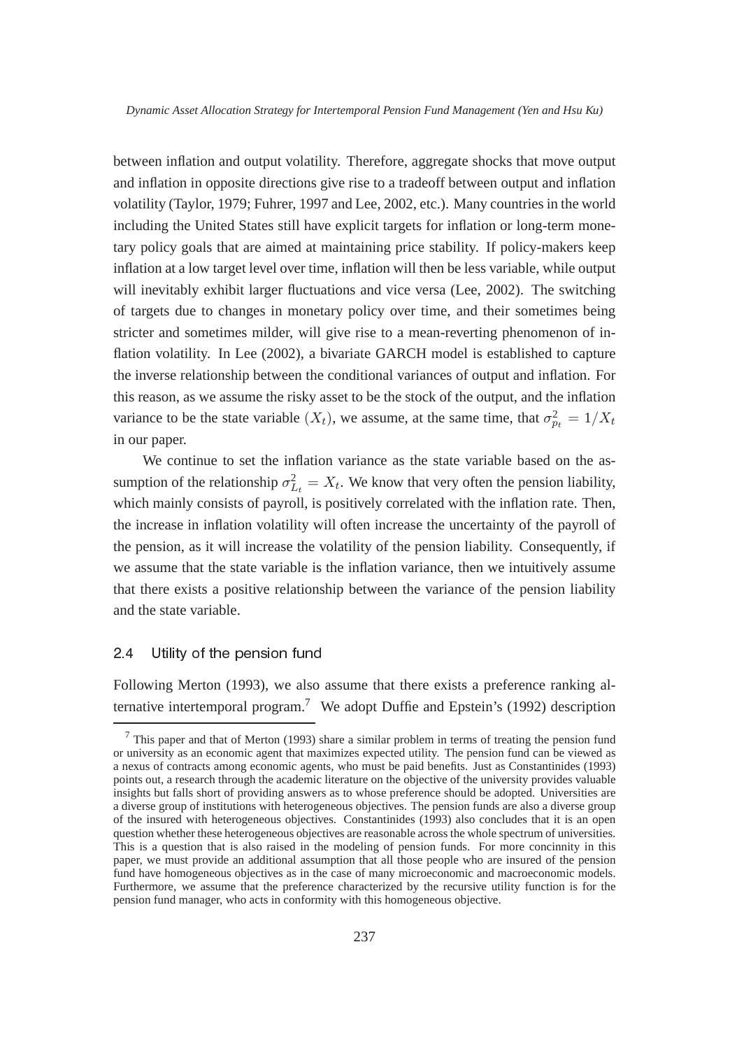between inflation and output volatility. Therefore, aggregate shocks that move output and inflation in opposite directions give rise to a tradeoff between output and inflation volatility (Taylor, 1979; Fuhrer, 1997 and Lee, 2002, etc.). Many countries in the world including the United States still have explicit targets for inflation or long-term monetary policy goals that are aimed at maintaining price stability. If policy-makers keep inflation at a low target level over time, inflation will then be less variable, while output will inevitably exhibit larger fluctuations and vice versa (Lee, 2002). The switching of targets due to changes in monetary policy over time, and their sometimes being stricter and sometimes milder, will give rise to a mean-reverting phenomenon of inflation volatility. In Lee (2002), a bivariate GARCH model is established to capture the inverse relationship between the conditional variances of output and inflation. For this reason, as we assume the risky asset to be the stock of the output, and the inflation variance to be the state variable ($X_t$), we assume, at the same time, that $\sigma_{p_t}^2 = 1/X_t$ in our paper.

We continue to set the inflation variance as the state variable based on the assumption of the relationship $\sigma_{L_t}^2 = X_t$. We know that very often the pension liability, which mainly consists of payroll, is positively correlated with the inflation rate. Then, the increase in inflation volatility will often increase the uncertainty of the payroll of the pension, as it will increase the volatility of the pension liability. Consequently, if we assume that the state variable is the inflation variance, then we intuitively assume that there exists a positive relationship between the variance of the pension liability and the state variable.

### 2.4 Utility of the pension fund

Following Merton (1993), we also assume that there exists a preference ranking alternative intertemporal program.[7] We adopt Duffie and Epstein's (1992) description

[7] This paper and that of Merton (1993) share a similar problem in terms of treating the pension fund or university as an economic agent that maximizes expected utility. The pension fund can be viewed as a nexus of contracts among economic agents, who must be paid benefits. Just as Constantinides (1993) points out, a research through the academic literature on the objective of the university provides valuable insights but falls short of providing answers as to whose preference should be adopted. Universities are a diverse group of institutions with heterogeneous objectives. The pension funds are also a diverse group of the insured with heterogeneous objectives. Constantinides (1993) also concludes that it is an open question whether these heterogeneous objectives are reasonable across the whole spectrum of universities. This is a question that is also raised in the modeling of pension funds. For more concinnity in this paper, we must provide an additional assumption that all those people who are insured of the pension fund have homogeneous objectives as in the case of many microeconomic and macroeconomic models. Furthermore, we assume that the preference characterized by the recursive utility function is for the pension fund manager, who acts in conformity with this homogeneous objective.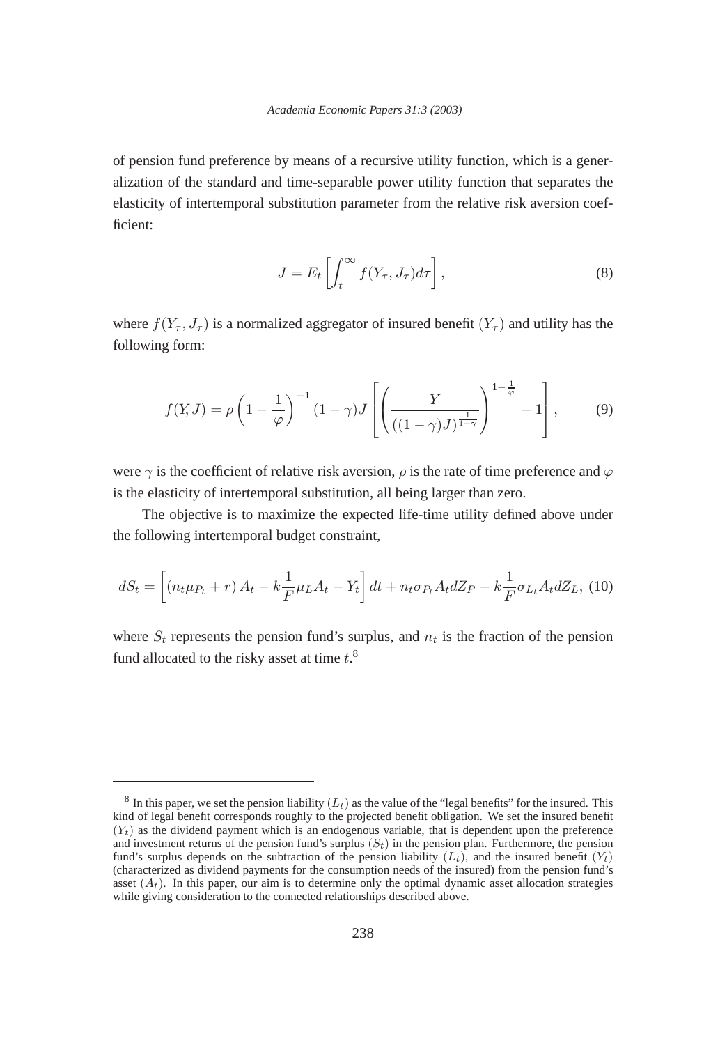of pension fund preference by means of a recursive utility function, which is a generalization of the standard and time-separable power utility function that separates the elasticity of intertemporal substitution parameter from the relative risk aversion coefficient:

$$J = E_t \left[ \int_t^\infty f(Y_\tau, J_\tau) d\tau \right], \tag{8}$$

where $f(Y_\tau, J_\tau)$ is a normalized aggregator of insured benefit $(Y_\tau)$ and utility has the following form:

$$f(Y, J) = \rho \left( 1 - \frac{1}{\varphi} \right)^{-1} (1 - \gamma) J \left[ \left( \frac{Y}{((1 - \gamma) J)^{\frac{1}{1-\gamma}}} \right)^{1 - \frac{1}{\varphi}} - 1 \right], \tag{9}$$

were $\gamma$ is the coefficient of relative risk aversion, $\rho$ is the rate of time preference and $\varphi$ is the elasticity of intertemporal substitution, all being larger than zero.

The objective is to maximize the expected life-time utility defined above under the following intertemporal budget constraint,

$$dS_t = \left[ (n_t \mu_{P_t} + r) A_t - k \frac{1}{F} \mu_L A_t - Y_t \right] dt + n_t \sigma_{P_t} A_t dZ_P - k \frac{1}{F} \sigma_{L_t} A_t dZ_L, \tag{10}$$

where $S_t$ represents the pension fund's surplus, and $n_t$ is the fraction of the pension fund allocated to the risky asset at time $t$.[8]

---

[8] In this paper, we set the pension liability $(L_t)$ as the value of the "legal benefits" for the insured. This kind of legal benefit corresponds roughly to the projected benefit obligation. We set the insured benefit $(Y_t)$ as the dividend payment which is an endogenous variable, that is dependent upon the preference and investment returns of the pension fund's surplus $(S_t)$ in the pension plan. Furthermore, the pension fund's surplus depends on the subtraction of the pension liability $(L_t)$, and the insured benefit $(Y_t)$ (characterized as dividend payments for the consumption needs of the insured) from the pension fund's asset $(A_t)$. In this paper, our aim is to determine only the optimal dynamic asset allocation strategies while giving consideration to the connected relationships described above.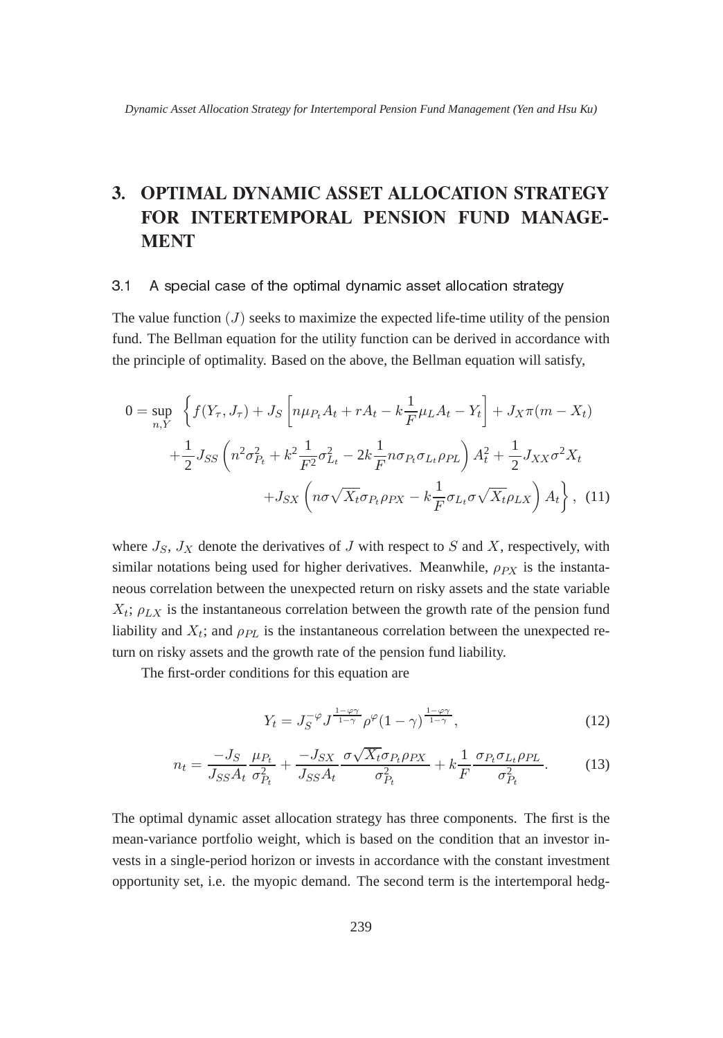# 3. OPTIMAL DYNAMIC ASSET ALLOCATION STRATEGY FOR INTERTEMPORAL PENSION FUND MANAGEMENT

## 3.1 A special case of the optimal dynamic asset allocation strategy

The value function $(J)$ seeks to maximize the expected life-time utility of the pension fund. The Bellman equation for the utility function can be derived in accordance with the principle of optimality. Based on the above, the Bellman equation will satisfy,

$$
\begin{aligned}
0 = \sup_{n,Y} \; \Bigg\{ & f(Y_\tau, J_\tau) + J_S \left[ n\mu_{P_t} A_t + rA_t - k\frac{1}{F}\mu_L A_t - Y_t \right] + J_X \pi(m - X_t) \\
& + \frac{1}{2} J_{SS} \left( n^2 \sigma_{P_t}^2 + k^2 \frac{1}{F^2} \sigma_{L_t}^2 - 2k\frac{1}{F} n\sigma_{P_t}\sigma_{L_t}\rho_{PL} \right) A_t^2 + \frac{1}{2} J_{XX} \sigma^2 X_t \\
& + J_{SX} \left( n\sigma\sqrt{X_t}\sigma_{P_t}\rho_{PX} - k\frac{1}{F}\sigma_{L_t}\sigma\sqrt{X_t}\rho_{LX} \right) A_t \Bigg\}, \quad (11)
\end{aligned}
$$

where $J_S$, $J_X$ denote the derivatives of $J$ with respect to $S$ and $X$, respectively, with similar notations being used for higher derivatives. Meanwhile, $\rho_{PX}$ is the instantaneous correlation between the unexpected return on risky assets and the state variable $X_t$; $\rho_{LX}$ is the instantaneous correlation between the growth rate of the pension fund liability and $X_t$; and $\rho_{PL}$ is the instantaneous correlation between the unexpected return on risky assets and the growth rate of the pension fund liability.

The first-order conditions for this equation are

$$
Y_t = J_S^{-\varphi} J^{\frac{1-\varphi\gamma}{1-\gamma}} \rho^{\varphi} (1-\gamma)^{\frac{1-\varphi\gamma}{1-\gamma}}, \quad (12)
$$

$$
n_t = \frac{-J_S}{J_{SS}A_t}\frac{\mu_{P_t}}{\sigma_{P_t}^2} + \frac{-J_{SX}}{J_{SS}A_t}\frac{\sigma\sqrt{X_t}\sigma_{P_t}\rho_{PX}}{\sigma_{P_t}^2} + k\frac{1}{F}\frac{\sigma_{P_t}\sigma_{L_t}\rho_{PL}}{\sigma_{P_t}^2}. \quad (13)
$$

The optimal dynamic asset allocation strategy has three components. The first is the mean-variance portfolio weight, which is based on the condition that an investor invests in a single-period horizon or invests in accordance with the constant investment opportunity set, i.e. the myopic demand. The second term is the intertemporal hedg-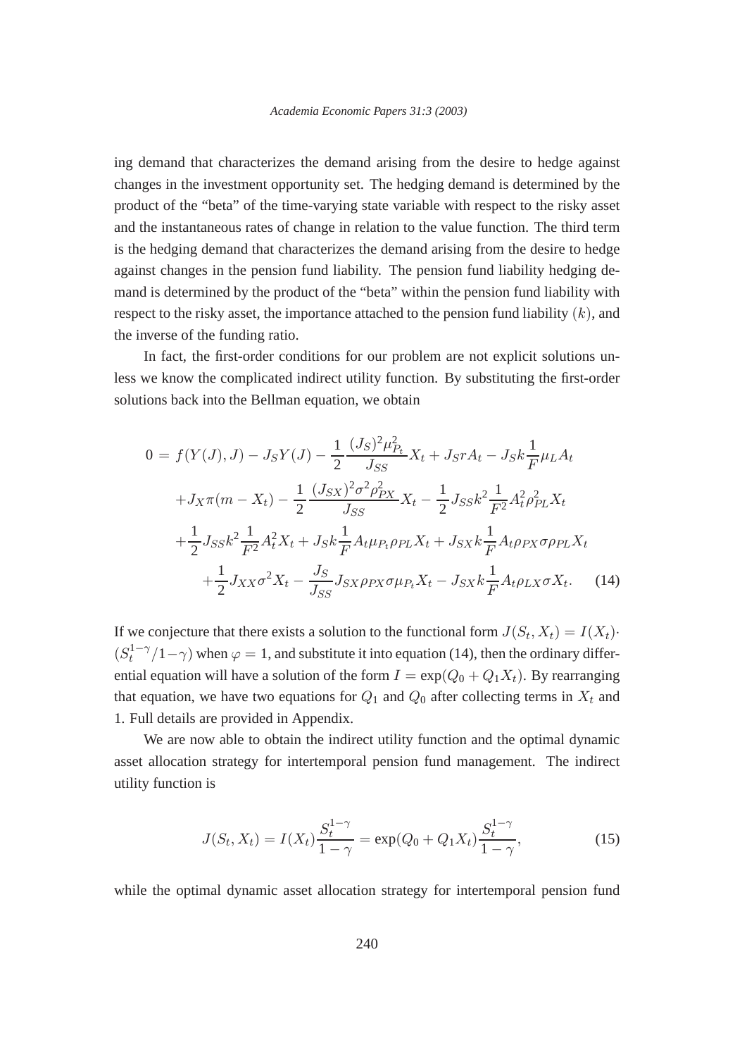ing demand that characterizes the demand arising from the desire to hedge against changes in the investment opportunity set. The hedging demand is determined by the product of the "beta" of the time-varying state variable with respect to the risky asset and the instantaneous rates of change in relation to the value function. The third term is the hedging demand that characterizes the demand arising from the desire to hedge against changes in the pension fund liability. The pension fund liability hedging demand is determined by the product of the "beta" within the pension fund liability with respect to the risky asset, the importance attached to the pension fund liability $(k)$, and the inverse of the funding ratio.

In fact, the first-order conditions for our problem are not explicit solutions unless we know the complicated indirect utility function. By substituting the first-order solutions back into the Bellman equation, we obtain

$$
\begin{aligned}
0 =\ & f(Y(J), J) - J_S Y(J) - \frac{1}{2}\frac{(J_S)^2 \mu_{P_t}^2}{J_{SS}} X_t + J_S r A_t - J_S k \frac{1}{F} \mu_L A_t \\
& + J_X \pi (m - X_t) - \frac{1}{2}\frac{(J_{SX})^2 \sigma^2 \rho_{PX}^2}{J_{SS}} X_t - \frac{1}{2} J_{SS} k^2 \frac{1}{F^2} A_t^2 \rho_{PL}^2 X_t \\
& + \frac{1}{2} J_{SS} k^2 \frac{1}{F^2} A_t^2 X_t + J_S k \frac{1}{F} A_t \mu_{P_t} \rho_{PL} X_t + J_{SX} k \frac{1}{F} A_t \rho_{PX} \sigma \rho_{PL} X_t \\
& + \frac{1}{2} J_{XX} \sigma^2 X_t - \frac{J_S}{J_{SS}} J_{SX} \rho_{PX} \sigma \mu_{P_t} X_t - J_{SX} k \frac{1}{F} A_t \rho_{LX} \sigma X_t. \qquad (14)
\end{aligned}
$$

If we conjecture that there exists a solution to the functional form $J(S_t, X_t) = I(X_t) \cdot (S_t^{1-\gamma}/1-\gamma)$ when $\varphi = 1$, and substitute it into equation (14), then the ordinary differential equation will have a solution of the form $I = \exp(Q_0 + Q_1 X_t)$. By rearranging that equation, we have two equations for $Q_1$ and $Q_0$ after collecting terms in $X_t$ and 1. Full details are provided in Appendix.

We are now able to obtain the indirect utility function and the optimal dynamic asset allocation strategy for intertemporal pension fund management. The indirect utility function is

$$
J(S_t, X_t) = I(X_t)\frac{S_t^{1-\gamma}}{1-\gamma} = \exp(Q_0 + Q_1 X_t)\frac{S_t^{1-\gamma}}{1-\gamma}, \qquad (15)
$$

while the optimal dynamic asset allocation strategy for intertemporal pension fund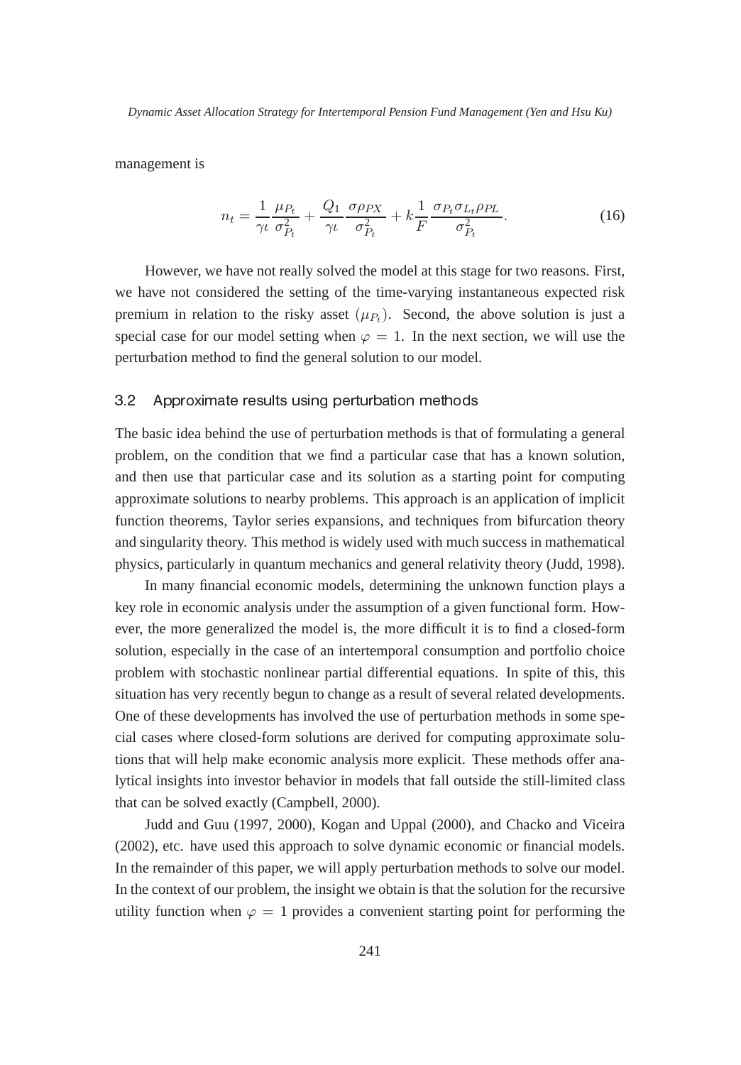management is

$$n_t = \frac{1}{\gamma\iota}\frac{\mu_{P_t}}{\sigma_{P_t}^2} + \frac{Q_1}{\gamma\iota}\frac{\sigma\rho_{PX}}{\sigma_{P_t}^2} + k\frac{1}{F}\frac{\sigma_{P_t}\sigma_{L_t}\rho_{PL}}{\sigma_{P_t}^2}. \tag{16}$$

However, we have not really solved the model at this stage for two reasons. First, we have not considered the setting of the time-varying instantaneous expected risk premium in relation to the risky asset ($\mu_{P_t}$). Second, the above solution is just a special case for our model setting when $\varphi = 1$. In the next section, we will use the perturbation method to find the general solution to our model.

### 3.2 Approximate results using perturbation methods

The basic idea behind the use of perturbation methods is that of formulating a general problem, on the condition that we find a particular case that has a known solution, and then use that particular case and its solution as a starting point for computing approximate solutions to nearby problems. This approach is an application of implicit function theorems, Taylor series expansions, and techniques from bifurcation theory and singularity theory. This method is widely used with much success in mathematical physics, particularly in quantum mechanics and general relativity theory (Judd, 1998).

In many financial economic models, determining the unknown function plays a key role in economic analysis under the assumption of a given functional form. However, the more generalized the model is, the more difficult it is to find a closed-form solution, especially in the case of an intertemporal consumption and portfolio choice problem with stochastic nonlinear partial differential equations. In spite of this, this situation has very recently begun to change as a result of several related developments. One of these developments has involved the use of perturbation methods in some special cases where closed-form solutions are derived for computing approximate solutions that will help make economic analysis more explicit. These methods offer analytical insights into investor behavior in models that fall outside the still-limited class that can be solved exactly (Campbell, 2000).

Judd and Guu (1997, 2000), Kogan and Uppal (2000), and Chacko and Viceira (2002), etc. have used this approach to solve dynamic economic or financial models. In the remainder of this paper, we will apply perturbation methods to solve our model. In the context of our problem, the insight we obtain is that the solution for the recursive utility function when $\varphi = 1$ provides a convenient starting point for performing the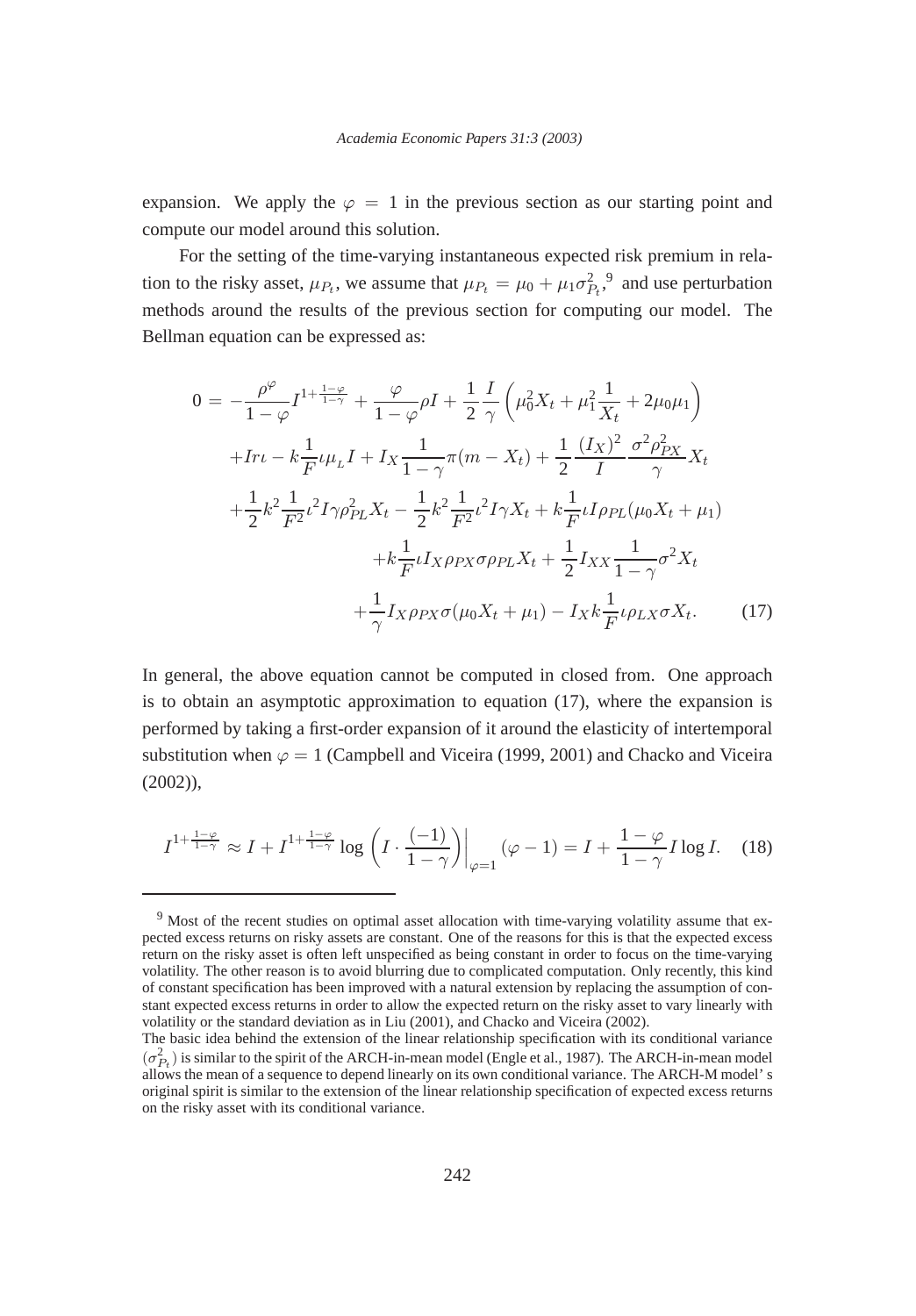expansion. We apply the $\varphi = 1$ in the previous section as our starting point and compute our model around this solution.

For the setting of the time-varying instantaneous expected risk premium in relation to the risky asset, $\mu_{P_t}$, we assume that $\mu_{P_t} = \mu_0 + \mu_1 \sigma_{P_t}^2$,[9] and use perturbation methods around the results of the previous section for computing our model. The Bellman equation can be expressed as:

$$
\begin{aligned}
0 = & -\frac{\rho^{\varphi}}{1-\varphi} I^{1+\frac{1-\varphi}{1-\gamma}} + \frac{\varphi}{1-\varphi}\rho I + \frac{1}{2}\frac{I}{\gamma}\left(\mu_0^2 X_t + \mu_1^2 \frac{1}{X_t} + 2\mu_0\mu_1\right) \\
& + Ir\iota - k\frac{1}{F}\iota \mu_L I + I_X \frac{1}{1-\gamma}\pi(m - X_t) + \frac{1}{2}\frac{(I_X)^2}{I}\frac{\sigma^2 \rho_{PX}^2}{\gamma} X_t \\
& + \frac{1}{2}k^2 \frac{1}{F^2}\iota^2 I \gamma \rho_{PL}^2 X_t - \frac{1}{2}k^2 \frac{1}{F^2}\iota^2 I \gamma X_t + k\frac{1}{F}\iota I \rho_{PL}(\mu_0 X_t + \mu_1) \\
& + k\frac{1}{F}\iota I_X \rho_{PX}\sigma \rho_{PL} X_t + \frac{1}{2} I_{XX}\frac{1}{1-\gamma}\sigma^2 X_t \\
& + \frac{1}{\gamma} I_X \rho_{PX}\sigma(\mu_0 X_t + \mu_1) - I_X k \frac{1}{F}\iota \rho_{LX}\sigma X_t. \qquad (17)
\end{aligned}
$$

In general, the above equation cannot be computed in closed from. One approach is to obtain an asymptotic approximation to equation (17), where the expansion is performed by taking a first-order expansion of it around the elasticity of intertemporal substitution when $\varphi = 1$ (Campbell and Viceira (1999, 2001) and Chacko and Viceira (2002)),

$$
I^{1+\frac{1-\varphi}{1-\gamma}} \approx I + I^{1+\frac{1-\varphi}{1-\gamma}} \log\left(I \cdot \frac{(-1)}{1-\gamma}\right)\bigg|_{\varphi=1}(\varphi - 1) = I + \frac{1-\varphi}{1-\gamma} I \log I. \qquad (18)
$$

---

[9] Most of the recent studies on optimal asset allocation with time-varying volatility assume that expected excess returns on risky assets are constant. One of the reasons for this is that the expected excess return on the risky asset is often left unspecified as being constant in order to focus on the time-varying volatility. The other reason is to avoid blurring due to complicated computation. Only recently, this kind of constant specification has been improved with a natural extension by replacing the assumption of constant expected excess returns in order to allow the expected return on the risky asset to vary linearly with volatility or the standard deviation as in Liu (2001), and Chacko and Viceira (2002).
The basic idea behind the extension of the linear relationship specification with its conditional variance $(\sigma_{P_t}^2)$ is similar to the spirit of the ARCH-in-mean model (Engle et al., 1987). The ARCH-in-mean model allows the mean of a sequence to depend linearly on its own conditional variance. The ARCH-M model' s original spirit is similar to the extension of the linear relationship specification of expected excess returns on the risky asset with its conditional variance.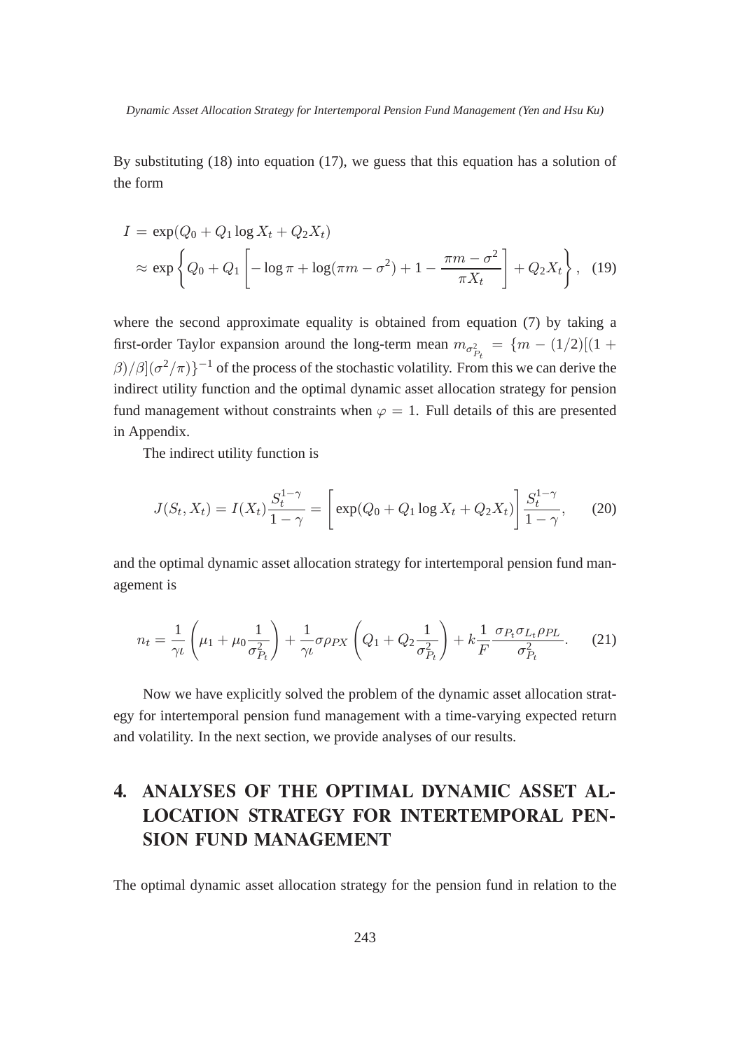By substituting (18) into equation (17), we guess that this equation has a solution of the form

$$
\begin{aligned}
I &= \exp(Q_0 + Q_1 \log X_t + Q_2 X_t) \\
&\approx \exp\left\{ Q_0 + Q_1 \left[ -\log \pi + \log(\pi m - \sigma^2) + 1 - \frac{\pi m - \sigma^2}{\pi X_t} \right] + Q_2 X_t \right\}, \quad (19)
\end{aligned}
$$

where the second approximate equality is obtained from equation (7) by taking a first-order Taylor expansion around the long-term mean $m_{\sigma^2_{P_t}} = \{m - (1/2)[(1 + \beta)/\beta](\sigma^2/\pi)\}^{-1}$ of the process of the stochastic volatility. From this we can derive the indirect utility function and the optimal dynamic asset allocation strategy for pension fund management without constraints when $\varphi = 1$. Full details of this are presented in Appendix.

The indirect utility function is

$$
J(S_t, X_t) = I(X_t) \frac{S_t^{1-\gamma}}{1-\gamma} = \left[ \exp(Q_0 + Q_1 \log X_t + Q_2 X_t) \right] \frac{S_t^{1-\gamma}}{1-\gamma}, \qquad (20)
$$

and the optimal dynamic asset allocation strategy for intertemporal pension fund management is

$$
n_t = \frac{1}{\gamma \iota} \left( \mu_1 + \mu_0 \frac{1}{\sigma^2_{P_t}} \right) + \frac{1}{\gamma \iota} \sigma \rho_{PX} \left( Q_1 + Q_2 \frac{1}{\sigma^2_{P_t}} \right) + k \frac{1}{F} \frac{\sigma_{P_t} \sigma_{L_t} \rho_{PL}}{\sigma^2_{P_t}}. \qquad (21)
$$

Now we have explicitly solved the problem of the dynamic asset allocation strategy for intertemporal pension fund management with a time-varying expected return and volatility. In the next section, we provide analyses of our results.

## 4. ANALYSES OF THE OPTIMAL DYNAMIC ASSET ALLOCATION STRATEGY FOR INTERTEMPORAL PENSION FUND MANAGEMENT

The optimal dynamic asset allocation strategy for the pension fund in relation to the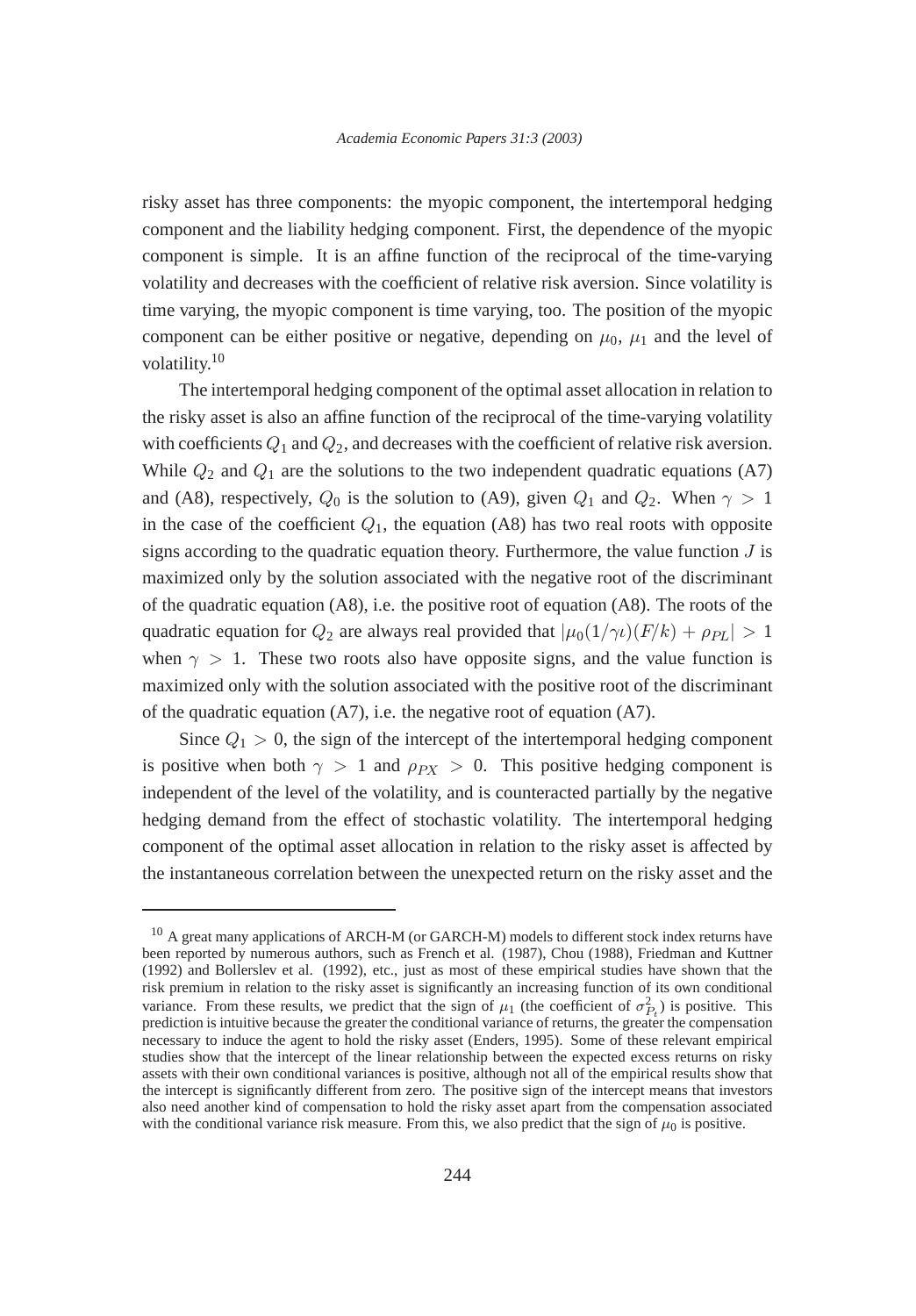risky asset has three components: the myopic component, the intertemporal hedging component and the liability hedging component. First, the dependence of the myopic component is simple. It is an affine function of the reciprocal of the time-varying volatility and decreases with the coefficient of relative risk aversion. Since volatility is time varying, the myopic component is time varying, too. The position of the myopic component can be either positive or negative, depending on $\mu_0$, $\mu_1$ and the level of volatility.[10]

The intertemporal hedging component of the optimal asset allocation in relation to the risky asset is also an affine function of the reciprocal of the time-varying volatility with coefficients $Q_1$ and $Q_2$, and decreases with the coefficient of relative risk aversion. While $Q_2$ and $Q_1$ are the solutions to the two independent quadratic equations (A7) and (A8), respectively, $Q_0$ is the solution to (A9), given $Q_1$ and $Q_2$. When $\gamma > 1$ in the case of the coefficient $Q_1$, the equation (A8) has two real roots with opposite signs according to the quadratic equation theory. Furthermore, the value function $J$ is maximized only by the solution associated with the negative root of the discriminant of the quadratic equation (A8), i.e. the positive root of equation (A8). The roots of the quadratic equation for $Q_2$ are always real provided that $|\mu_0(1/\gamma\iota)(F/k) + \rho_{PL}| > 1$ when $\gamma > 1$. These two roots also have opposite signs, and the value function is maximized only with the solution associated with the positive root of the discriminant of the quadratic equation (A7), i.e. the negative root of equation (A7).

Since $Q_1 > 0$, the sign of the intercept of the intertemporal hedging component is positive when both $\gamma > 1$ and $\rho_{PX} > 0$. This positive hedging component is independent of the level of the volatility, and is counteracted partially by the negative hedging demand from the effect of stochastic volatility. The intertemporal hedging component of the optimal asset allocation in relation to the risky asset is affected by the instantaneous correlation between the unexpected return on the risky asset and the

---

[10] A great many applications of ARCH-M (or GARCH-M) models to different stock index returns have been reported by numerous authors, such as French et al. (1987), Chou (1988), Friedman and Kuttner (1992) and Bollerslev et al. (1992), etc., just as most of these empirical studies have shown that the risk premium in relation to the risky asset is significantly an increasing function of its own conditional variance. From these results, we predict that the sign of $\mu_1$ (the coefficient of $\sigma^2_{P_t}$) is positive. This prediction is intuitive because the greater the conditional variance of returns, the greater the compensation necessary to induce the agent to hold the risky asset (Enders, 1995). Some of these relevant empirical studies show that the intercept of the linear relationship between the expected excess returns on risky assets with their own conditional variances is positive, although not all of the empirical results show that the intercept is significantly different from zero. The positive sign of the intercept means that investors also need another kind of compensation to hold the risky asset apart from the compensation associated with the conditional variance risk measure. From this, we also predict that the sign of $\mu_0$ is positive.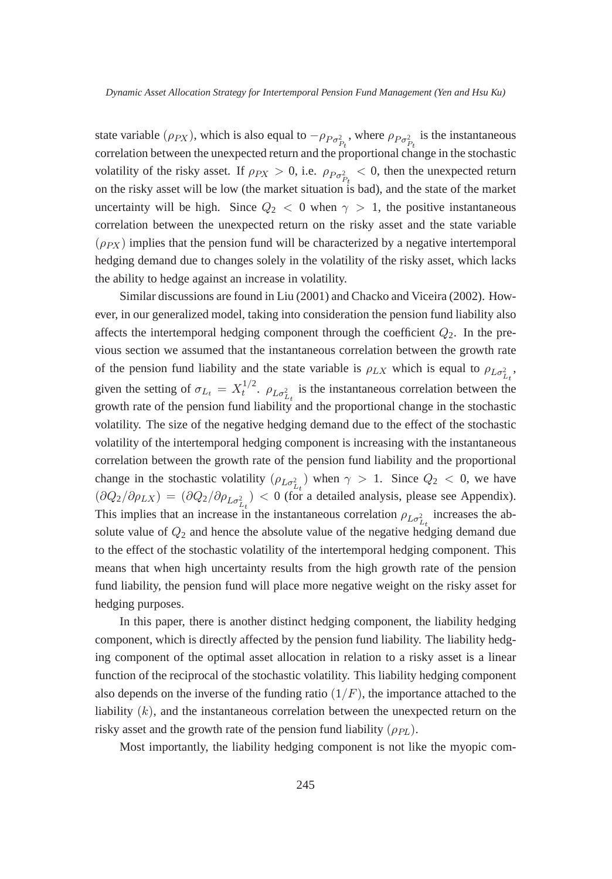state variable ($\rho_{PX}$), which is also equal to $-\rho_{P\sigma^2_{P_t}}$, where $\rho_{P\sigma^2_{P_t}}$ is the instantaneous correlation between the unexpected return and the proportional change in the stochastic volatility of the risky asset. If $\rho_{PX} > 0$, i.e. $\rho_{P\sigma^2_{P_t}} < 0$, then the unexpected return on the risky asset will be low (the market situation is bad), and the state of the market uncertainty will be high. Since $Q_2 < 0$ when $\gamma > 1$, the positive instantaneous correlation between the unexpected return on the risky asset and the state variable ($\rho_{PX}$) implies that the pension fund will be characterized by a negative intertemporal hedging demand due to changes solely in the volatility of the risky asset, which lacks the ability to hedge against an increase in volatility.

Similar discussions are found in Liu (2001) and Chacko and Viceira (2002). However, in our generalized model, taking into consideration the pension fund liability also affects the intertemporal hedging component through the coefficient $Q_2$. In the previous section we assumed that the instantaneous correlation between the growth rate of the pension fund liability and the state variable is $\rho_{LX}$ which is equal to $\rho_{L\sigma^2_{L_t}}$, given the setting of $\sigma_{L_t} = X_t^{1/2}$. $\rho_{L\sigma^2_{L_t}}$ is the instantaneous correlation between the growth rate of the pension fund liability and the proportional change in the stochastic volatility. The size of the negative hedging demand due to the effect of the stochastic volatility of the intertemporal hedging component is increasing with the instantaneous correlation between the growth rate of the pension fund liability and the proportional change in the stochastic volatility ($\rho_{L\sigma^2_{L_t}}$) when $\gamma > 1$. Since $Q_2 < 0$, we have $(\partial Q_2/\partial\rho_{LX}) = (\partial Q_2/\partial\rho_{L\sigma^2_{L_t}}) < 0$ (for a detailed analysis, please see Appendix). This implies that an increase in the instantaneous correlation $\rho_{L\sigma^2_{L_t}}$ increases the absolute value of $Q_2$ and hence the absolute value of the negative hedging demand due to the effect of the stochastic volatility of the intertemporal hedging component. This means that when high uncertainty results from the high growth rate of the pension fund liability, the pension fund will place more negative weight on the risky asset for hedging purposes.

In this paper, there is another distinct hedging component, the liability hedging component, which is directly affected by the pension fund liability. The liability hedging component of the optimal asset allocation in relation to a risky asset is a linear function of the reciprocal of the stochastic volatility. This liability hedging component also depends on the inverse of the funding ratio ($1/F$), the importance attached to the liability ($k$), and the instantaneous correlation between the unexpected return on the risky asset and the growth rate of the pension fund liability ($\rho_{PL}$).

Most importantly, the liability hedging component is not like the myopic com-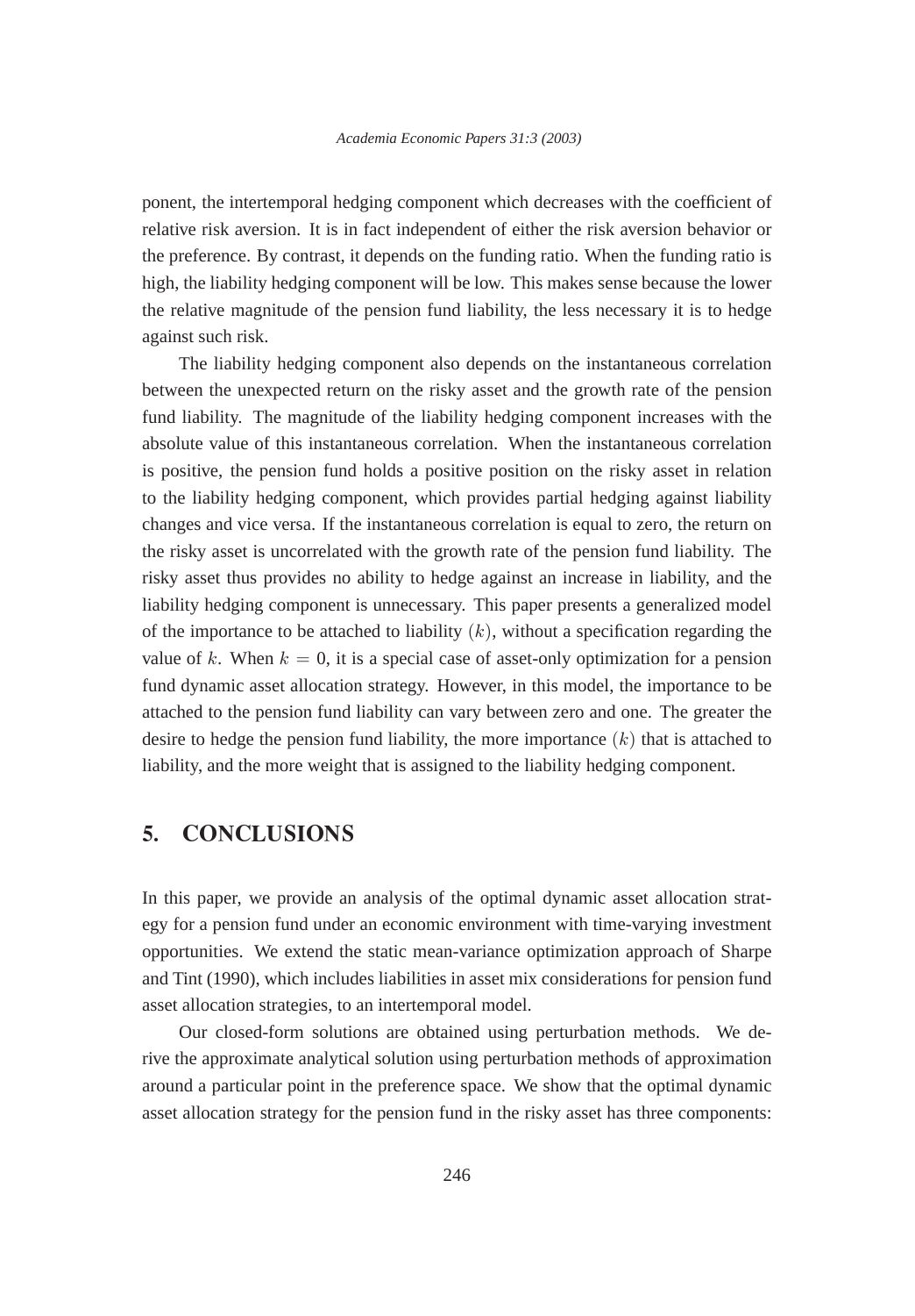ponent, the intertemporal hedging component which decreases with the coefficient of relative risk aversion. It is in fact independent of either the risk aversion behavior or the preference. By contrast, it depends on the funding ratio. When the funding ratio is high, the liability hedging component will be low. This makes sense because the lower the relative magnitude of the pension fund liability, the less necessary it is to hedge against such risk.

The liability hedging component also depends on the instantaneous correlation between the unexpected return on the risky asset and the growth rate of the pension fund liability. The magnitude of the liability hedging component increases with the absolute value of this instantaneous correlation. When the instantaneous correlation is positive, the pension fund holds a positive position on the risky asset in relation to the liability hedging component, which provides partial hedging against liability changes and vice versa. If the instantaneous correlation is equal to zero, the return on the risky asset is uncorrelated with the growth rate of the pension fund liability. The risky asset thus provides no ability to hedge against an increase in liability, and the liability hedging component is unnecessary. This paper presents a generalized model of the importance to be attached to liability $(k)$, without a specification regarding the value of $k$. When $k = 0$, it is a special case of asset-only optimization for a pension fund dynamic asset allocation strategy. However, in this model, the importance to be attached to the pension fund liability can vary between zero and one. The greater the desire to hedge the pension fund liability, the more importance $(k)$ that is attached to liability, and the more weight that is assigned to the liability hedging component.

## 5. CONCLUSIONS

In this paper, we provide an analysis of the optimal dynamic asset allocation strategy for a pension fund under an economic environment with time-varying investment opportunities. We extend the static mean-variance optimization approach of Sharpe and Tint (1990), which includes liabilities in asset mix considerations for pension fund asset allocation strategies, to an intertemporal model.

Our closed-form solutions are obtained using perturbation methods. We derive the approximate analytical solution using perturbation methods of approximation around a particular point in the preference space. We show that the optimal dynamic asset allocation strategy for the pension fund in the risky asset has three components: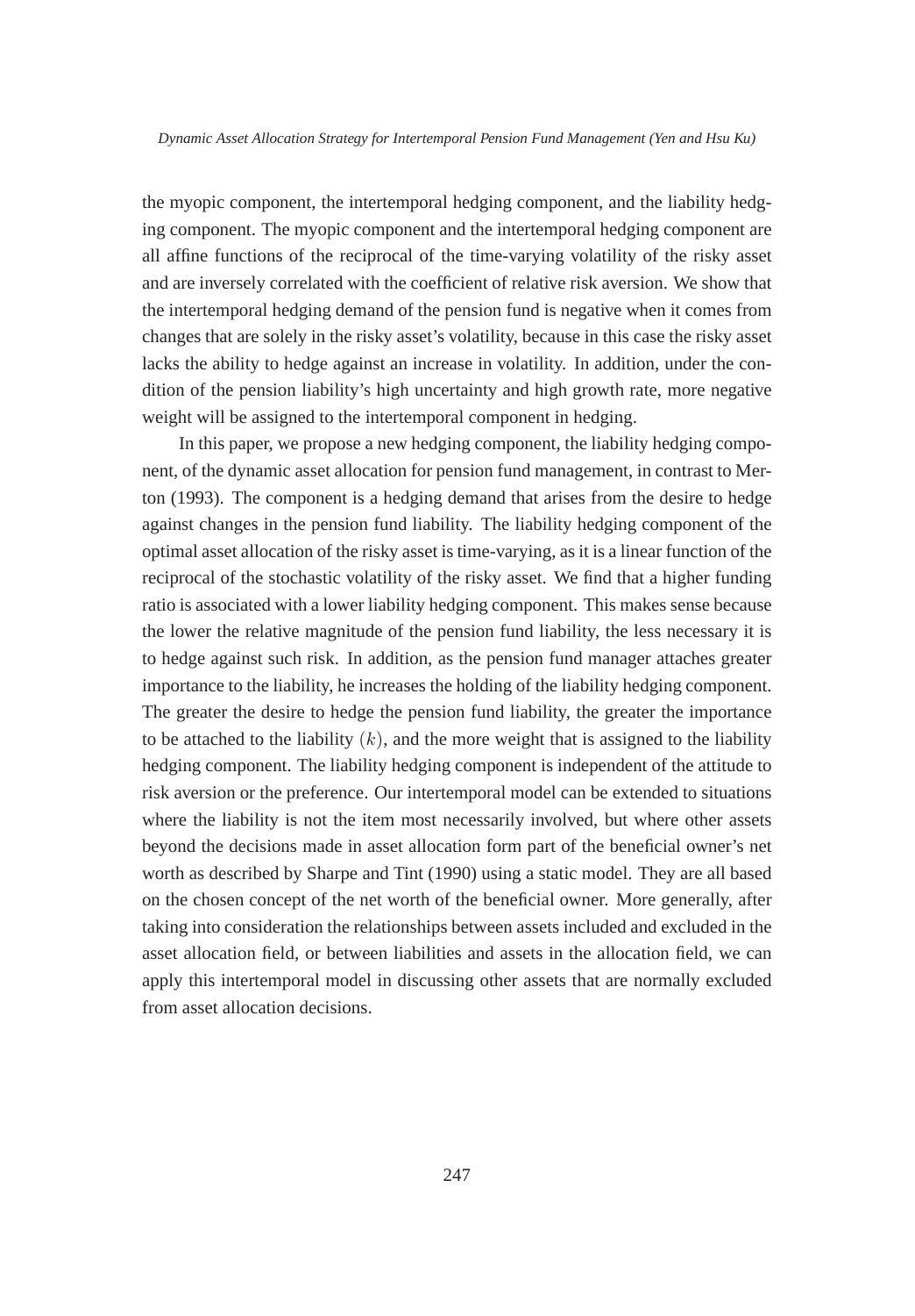the myopic component, the intertemporal hedging component, and the liability hedging component. The myopic component and the intertemporal hedging component are all affine functions of the reciprocal of the time-varying volatility of the risky asset and are inversely correlated with the coefficient of relative risk aversion. We show that the intertemporal hedging demand of the pension fund is negative when it comes from changes that are solely in the risky asset's volatility, because in this case the risky asset lacks the ability to hedge against an increase in volatility. In addition, under the condition of the pension liability's high uncertainty and high growth rate, more negative weight will be assigned to the intertemporal component in hedging.

In this paper, we propose a new hedging component, the liability hedging component, of the dynamic asset allocation for pension fund management, in contrast to Merton (1993). The component is a hedging demand that arises from the desire to hedge against changes in the pension fund liability. The liability hedging component of the optimal asset allocation of the risky asset is time-varying, as it is a linear function of the reciprocal of the stochastic volatility of the risky asset. We find that a higher funding ratio is associated with a lower liability hedging component. This makes sense because the lower the relative magnitude of the pension fund liability, the less necessary it is to hedge against such risk. In addition, as the pension fund manager attaches greater importance to the liability, he increases the holding of the liability hedging component. The greater the desire to hedge the pension fund liability, the greater the importance to be attached to the liability $(k)$, and the more weight that is assigned to the liability hedging component. The liability hedging component is independent of the attitude to risk aversion or the preference. Our intertemporal model can be extended to situations where the liability is not the item most necessarily involved, but where other assets beyond the decisions made in asset allocation form part of the beneficial owner's net worth as described by Sharpe and Tint (1990) using a static model. They are all based on the chosen concept of the net worth of the beneficial owner. More generally, after taking into consideration the relationships between assets included and excluded in the asset allocation field, or between liabilities and assets in the allocation field, we can apply this intertemporal model in discussing other assets that are normally excluded from asset allocation decisions.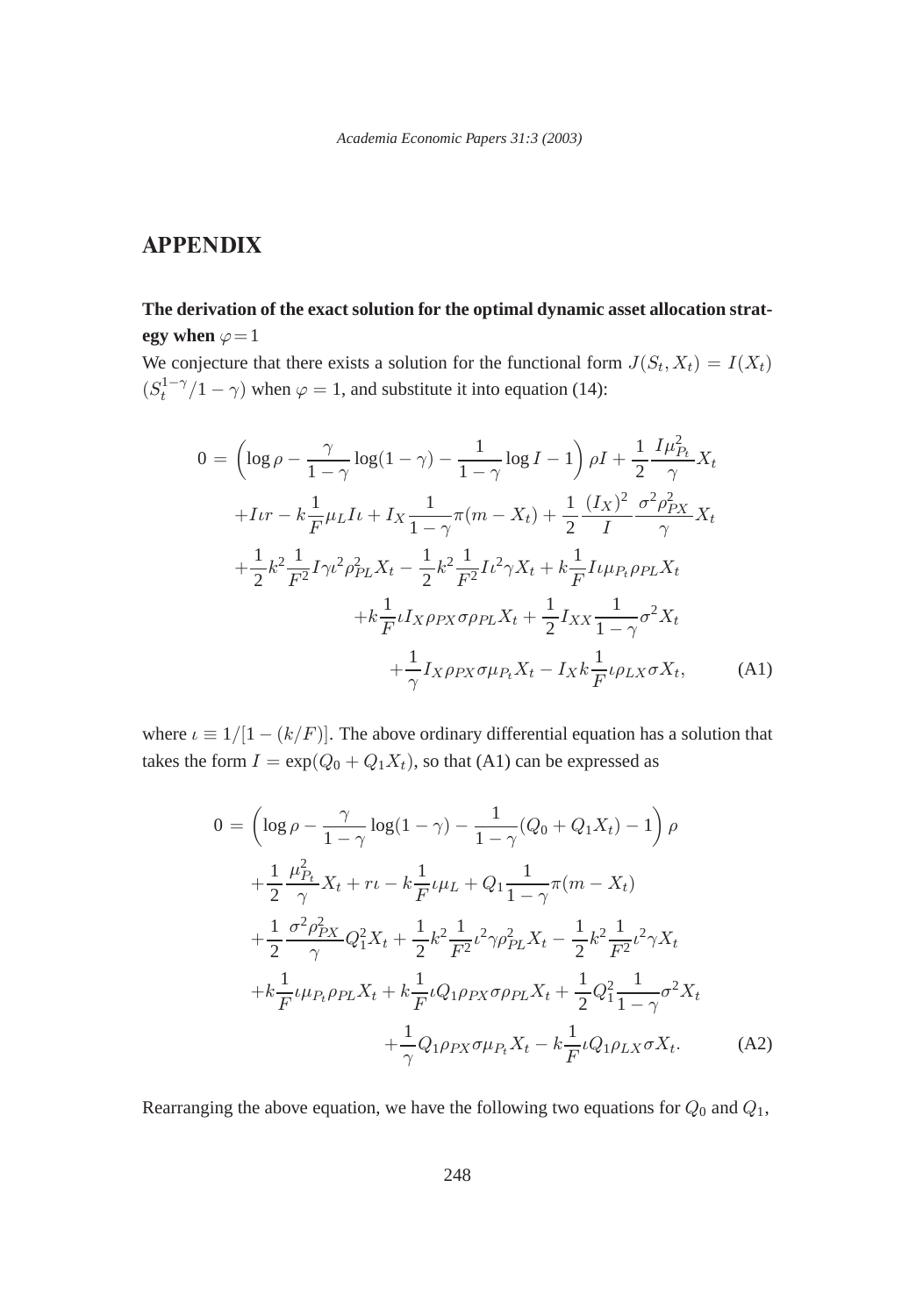## APPENDIX

**The derivation of the exact solution for the optimal dynamic asset allocation strategy when $\varphi = 1$**

We conjecture that there exists a solution for the functional form $J(S_t, X_t) = I(X_t)$ $(S_t^{1-\gamma}/1-\gamma)$ when $\varphi = 1$, and substitute it into equation (14):

$$
\begin{aligned}
0 = & \left(\log\rho - \frac{\gamma}{1-\gamma}\log(1-\gamma) - \frac{1}{1-\gamma}\log I - 1\right)\rho I + \frac{1}{2}\frac{I\mu_{P_t}^2}{\gamma}X_t \\
& + I\iota r - k\frac{1}{F}\mu_L I\iota + I_X\frac{1}{1-\gamma}\pi(m - X_t) + \frac{1}{2}\frac{(I_X)^2}{I}\frac{\sigma^2\rho_{PX}^2}{\gamma}X_t \\
& + \frac{1}{2}k^2\frac{1}{F^2}I\gamma\iota^2\rho_{PL}^2 X_t - \frac{1}{2}k^2\frac{1}{F^2}I\iota^2\gamma X_t + k\frac{1}{F}I\iota\mu_{P_t}\rho_{PL}X_t \\
& + k\frac{1}{F}\iota I_X\rho_{PX}\sigma\rho_{PL}X_t + \frac{1}{2}I_{XX}\frac{1}{1-\gamma}\sigma^2 X_t \\
& + \frac{1}{\gamma}I_X\rho_{PX}\sigma\mu_{P_t}X_t - I_X k\frac{1}{F}\iota\rho_{LX}\sigma X_t, \qquad \text{(A1)}
\end{aligned}
$$

where $\iota \equiv 1/[1-(k/F)]$. The above ordinary differential equation has a solution that takes the form $I = \exp(Q_0 + Q_1 X_t)$, so that (A1) can be expressed as

$$
\begin{aligned}
0 = & \left(\log\rho - \frac{\gamma}{1-\gamma}\log(1-\gamma) - \frac{1}{1-\gamma}(Q_0 + Q_1 X_t) - 1\right)\rho \\
& + \frac{1}{2}\frac{\mu_{P_t}^2}{\gamma}X_t + r\iota - k\frac{1}{F}\iota\mu_L + Q_1\frac{1}{1-\gamma}\pi(m - X_t) \\
& + \frac{1}{2}\frac{\sigma^2\rho_{PX}^2}{\gamma}Q_1^2 X_t + \frac{1}{2}k^2\frac{1}{F^2}\iota^2\gamma\rho_{PL}^2 X_t - \frac{1}{2}k^2\frac{1}{F^2}\iota^2\gamma X_t \\
& + k\frac{1}{F}\iota\mu_{P_t}\rho_{PL}X_t + k\frac{1}{F}\iota Q_1\rho_{PX}\sigma\rho_{PL}X_t + \frac{1}{2}Q_1^2\frac{1}{1-\gamma}\sigma^2 X_t \\
& + \frac{1}{\gamma}Q_1\rho_{PX}\sigma\mu_{P_t}X_t - k\frac{1}{F}\iota Q_1\rho_{LX}\sigma X_t. \qquad \text{(A2)}
\end{aligned}
$$

Rearranging the above equation, we have the following two equations for $Q_0$ and $Q_1$,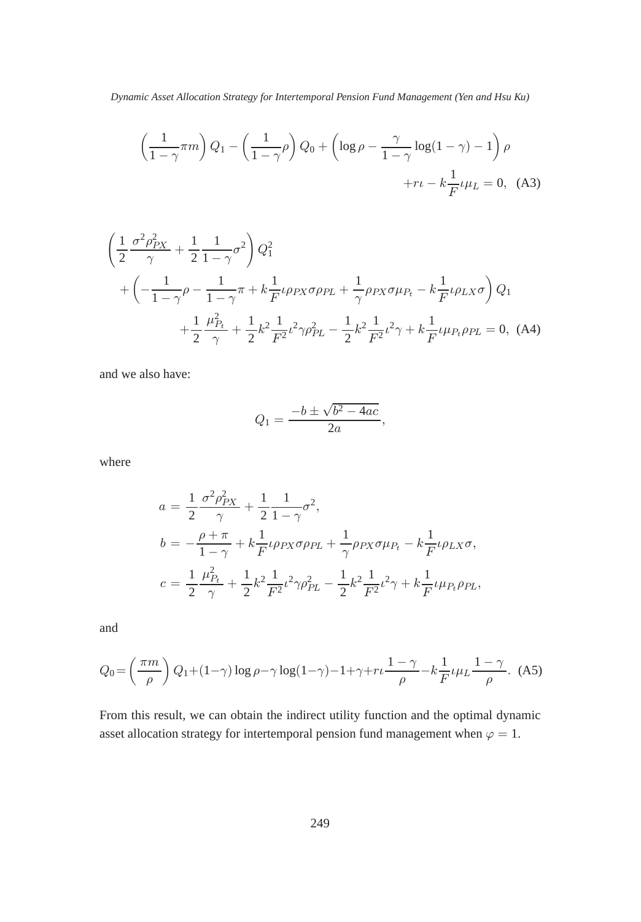$$\left(\frac{1}{1-\gamma}\pi m\right) Q_1 - \left(\frac{1}{1-\gamma}\rho\right) Q_0 + \left(\log \rho - \frac{\gamma}{1-\gamma}\log(1-\gamma) - 1\right)\rho + r\iota - k\frac{1}{F}\iota\mu_L = 0, \quad \text{(A3)}$$

$$\left(\frac{1}{2}\frac{\sigma^2\rho_{PX}^2}{\gamma} + \frac{1}{2}\frac{1}{1-\gamma}\sigma^2\right) Q_1^2 + \left(-\frac{1}{1-\gamma}\rho - \frac{1}{1-\gamma}\pi + k\frac{1}{F}\iota\rho_{PX}\sigma\rho_{PL} + \frac{1}{\gamma}\rho_{PX}\sigma\mu_{P_t} - k\frac{1}{F}\iota\rho_{LX}\sigma\right) Q_1 + \frac{1}{2}\frac{\mu_{P_t}^2}{\gamma} + \frac{1}{2}k^2\frac{1}{F^2}\iota^2\gamma\rho_{PL}^2 - \frac{1}{2}k^2\frac{1}{F^2}\iota^2\gamma + k\frac{1}{F}\iota\mu_{P_t}\rho_{PL} = 0, \quad \text{(A4)}$$

and we also have:

$$Q_1 = \frac{-b \pm \sqrt{b^2 - 4ac}}{2a},$$

where

$$\begin{aligned}
a &= \frac{1}{2}\frac{\sigma^2\rho_{PX}^2}{\gamma} + \frac{1}{2}\frac{1}{1-\gamma}\sigma^2, \\
b &= -\frac{\rho+\pi}{1-\gamma} + k\frac{1}{F}\iota\rho_{PX}\sigma\rho_{PL} + \frac{1}{\gamma}\rho_{PX}\sigma\mu_{P_t} - k\frac{1}{F}\iota\rho_{LX}\sigma, \\
c &= \frac{1}{2}\frac{\mu_{P_t}^2}{\gamma} + \frac{1}{2}k^2\frac{1}{F^2}\iota^2\gamma\rho_{PL}^2 - \frac{1}{2}k^2\frac{1}{F^2}\iota^2\gamma + k\frac{1}{F}\iota\mu_{P_t}\rho_{PL},
\end{aligned}$$

and

$$Q_0 = \left(\frac{\pi m}{\rho}\right) Q_1 + (1-\gamma)\log\rho - \gamma\log(1-\gamma) - 1 + \gamma + r\iota\frac{1-\gamma}{\rho} - k\frac{1}{F}\iota\mu_L\frac{1-\gamma}{\rho}. \quad \text{(A5)}$$

From this result, we can obtain the indirect utility function and the optimal dynamic asset allocation strategy for intertemporal pension fund management when $\varphi = 1$.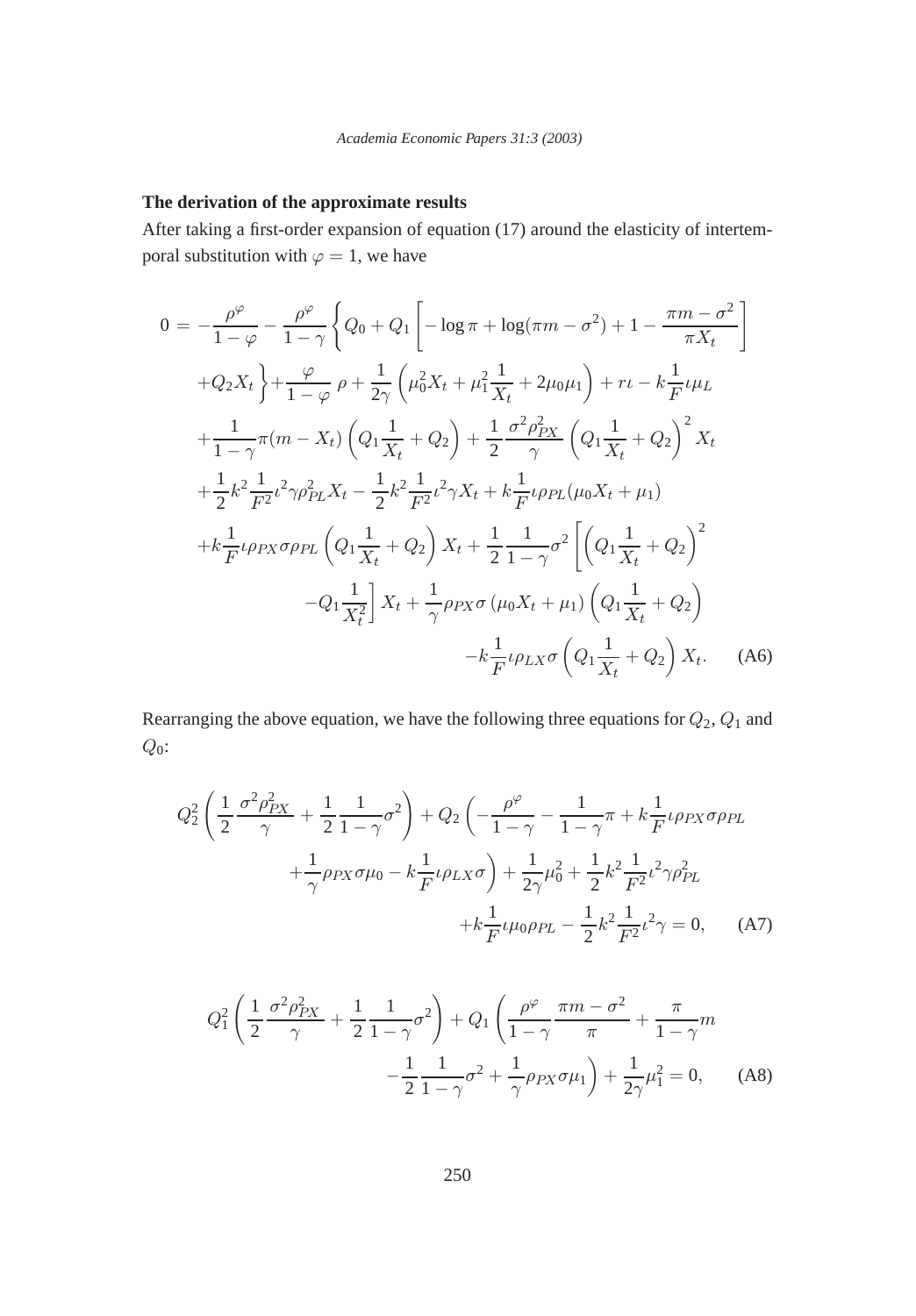**The derivation of the approximate results**

After taking a first-order expansion of equation (17) around the elasticity of intertemporal substitution with $\varphi = 1$, we have

$$
\begin{aligned}
0 = & -\frac{\rho^{\varphi}}{1-\varphi} - \frac{\rho^{\varphi}}{1-\gamma}\left\{ Q_0 + Q_1 \left[ -\log \pi + \log(\pi m - \sigma^2) + 1 - \frac{\pi m - \sigma^2}{\pi X_t} \right] \right. \\
& \left. + Q_2 X_t \right\} + \frac{\varphi}{1-\varphi}\, \rho + \frac{1}{2\gamma}\left( \mu_0^2 X_t + \mu_1^2 \frac{1}{X_t} + 2\mu_0 \mu_1 \right) + r\iota - k\frac{1}{F}\iota \mu_L \\
& + \frac{1}{1-\gamma}\pi(m - X_t)\left( Q_1 \frac{1}{X_t} + Q_2 \right) + \frac{1}{2}\frac{\sigma^2 \rho_{PX}^2}{\gamma}\left( Q_1 \frac{1}{X_t} + Q_2 \right)^2 X_t \\
& + \frac{1}{2}k^2 \frac{1}{F^2}\iota^2 \gamma \rho_{PL}^2 X_t - \frac{1}{2}k^2 \frac{1}{F^2}\iota^2 \gamma X_t + k\frac{1}{F}\iota \rho_{PL}(\mu_0 X_t + \mu_1) \\
& + k\frac{1}{F}\iota \rho_{PX}\sigma \rho_{PL}\left( Q_1 \frac{1}{X_t} + Q_2 \right) X_t + \frac{1}{2}\frac{1}{1-\gamma}\sigma^2 \left[ \left( Q_1 \frac{1}{X_t} + Q_2 \right)^2 \right. \\
& \left. - Q_1 \frac{1}{X_t^2} \right] X_t + \frac{1}{\gamma}\rho_{PX}\sigma\left( \mu_0 X_t + \mu_1 \right)\left( Q_1 \frac{1}{X_t} + Q_2 \right) \\
& - k\frac{1}{F}\iota \rho_{LX}\sigma \left( Q_1 \frac{1}{X_t} + Q_2 \right) X_t. \qquad \text{(A6)}
\end{aligned}
$$

Rearranging the above equation, we have the following three equations for $Q_2$, $Q_1$ and $Q_0$:

$$
\begin{aligned}
& Q_2^2 \left( \frac{1}{2}\frac{\sigma^2 \rho_{PX}^2}{\gamma} + \frac{1}{2}\frac{1}{1-\gamma}\sigma^2 \right) + Q_2 \left( -\frac{\rho^{\varphi}}{1-\gamma} - \frac{1}{1-\gamma}\pi + k\frac{1}{F}\iota \rho_{PX}\sigma \rho_{PL} \right. \\
& \left. + \frac{1}{\gamma}\rho_{PX}\sigma \mu_0 - k\frac{1}{F}\iota \rho_{LX}\sigma \right) + \frac{1}{2\gamma}\mu_0^2 + \frac{1}{2}k^2 \frac{1}{F^2}\iota^2 \gamma \rho_{PL}^2 \\
& + k\frac{1}{F}\iota \mu_0 \rho_{PL} - \frac{1}{2}k^2 \frac{1}{F^2}\iota^2 \gamma = 0, \qquad \text{(A7)}
\end{aligned}
$$

$$
\begin{aligned}
& Q_1^2 \left( \frac{1}{2}\frac{\sigma^2 \rho_{PX}^2}{\gamma} + \frac{1}{2}\frac{1}{1-\gamma}\sigma^2 \right) + Q_1 \left( \frac{\rho^{\varphi}}{1-\gamma}\frac{\pi m - \sigma^2}{\pi} + \frac{\pi}{1-\gamma}m \right. \\
& \left. - \frac{1}{2}\frac{1}{1-\gamma}\sigma^2 + \frac{1}{\gamma}\rho_{PX}\sigma \mu_1 \right) + \frac{1}{2\gamma}\mu_1^2 = 0, \qquad \text{(A8)}
\end{aligned}
$$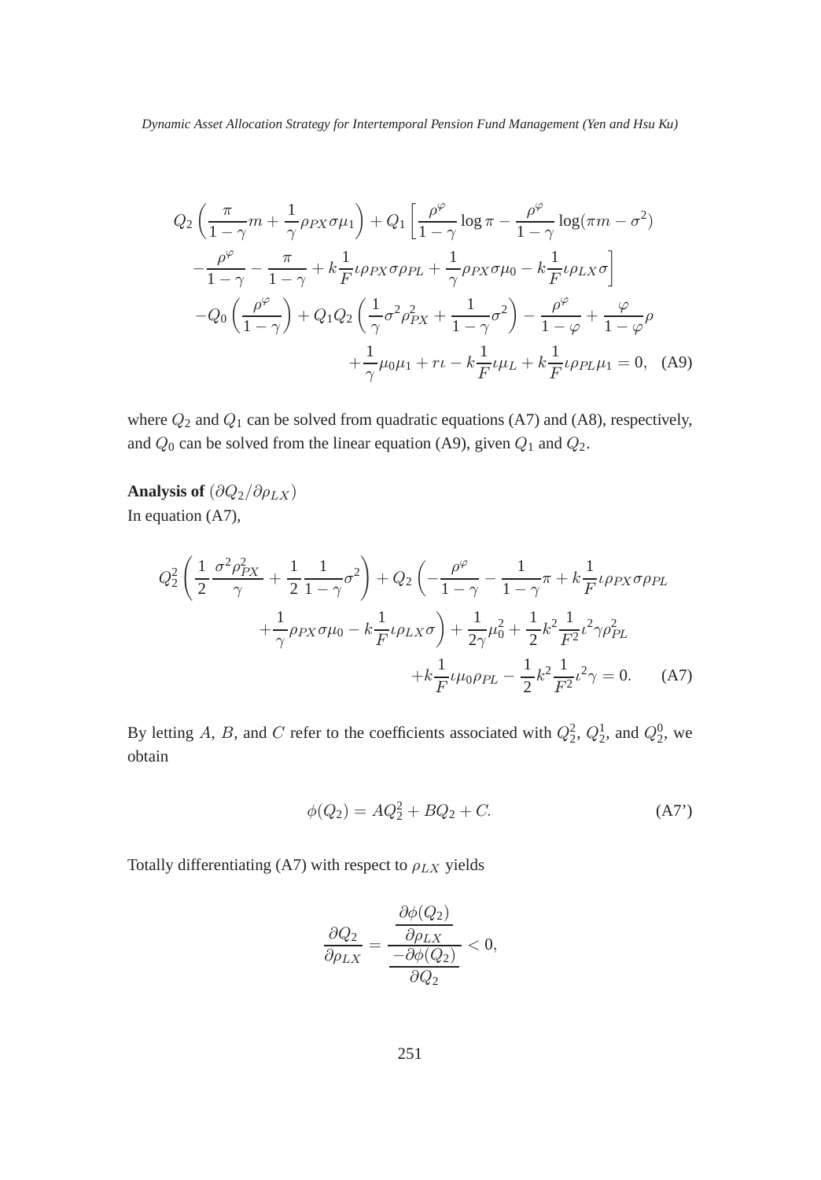$$
\begin{aligned}
&Q_2\left(\frac{\pi}{1-\gamma}m+\frac{1}{\gamma}\rho_{PX}\sigma\mu_1\right)+Q_1\left[\frac{\rho^{\varphi}}{1-\gamma}\log\pi-\frac{\rho^{\varphi}}{1-\gamma}\log(\pi m-\sigma^2)\right.\\
&\quad\left.-\frac{\rho^{\varphi}}{1-\gamma}-\frac{\pi}{1-\gamma}+k\frac{1}{F}\iota\rho_{PX}\sigma\rho_{PL}+\frac{1}{\gamma}\rho_{PX}\sigma\mu_0-k\frac{1}{F}\iota\rho_{LX}\sigma\right]\\
&\quad-Q_0\left(\frac{\rho^{\varphi}}{1-\gamma}\right)+Q_1Q_2\left(\frac{1}{\gamma}\sigma^2\rho_{PX}^2+\frac{1}{1-\gamma}\sigma^2\right)-\frac{\rho^{\varphi}}{1-\varphi}+\frac{\varphi}{1-\varphi}\rho\\
&\quad+\frac{1}{\gamma}\mu_0\mu_1+r\iota-k\frac{1}{F}\iota\mu_L+k\frac{1}{F}\iota\rho_{PL}\mu_1=0, \quad \text{(A9)}
\end{aligned}
$$

where $Q_2$ and $Q_1$ can be solved from quadratic equations (A7) and (A8), respectively, and $Q_0$ can be solved from the linear equation (A9), given $Q_1$ and $Q_2$.

**Analysis of** $(\partial Q_2/\partial\rho_{LX})$

In equation (A7),

$$
\begin{aligned}
&Q_2^2\left(\frac{1}{2}\frac{\sigma^2\rho_{PX}^2}{\gamma}+\frac{1}{2}\frac{1}{1-\gamma}\sigma^2\right)+Q_2\left(-\frac{\rho^{\varphi}}{1-\gamma}-\frac{1}{1-\gamma}\pi+k\frac{1}{F}\iota\rho_{PX}\sigma\rho_{PL}\right.\\
&\quad\left.+\frac{1}{\gamma}\rho_{PX}\sigma\mu_0-k\frac{1}{F}\iota\rho_{LX}\sigma\right)+\frac{1}{2\gamma}\mu_0^2+\frac{1}{2}k^2\frac{1}{F^2}\iota^2\gamma\rho_{PL}^2\\
&\quad+k\frac{1}{F}\iota\mu_0\rho_{PL}-\frac{1}{2}k^2\frac{1}{F^2}\iota^2\gamma=0. \quad \text{(A7)}
\end{aligned}
$$

By letting $A$, $B$, and $C$ refer to the coefficients associated with $Q_2^2$, $Q_2^1$, and $Q_2^0$, we obtain

$$
\phi(Q_2)=AQ_2^2+BQ_2+C. \quad \text{(A7')}
$$

Totally differentiating (A7) with respect to $\rho_{LX}$ yields

$$
\frac{\partial Q_2}{\partial\rho_{LX}}=\frac{\dfrac{\partial\phi(Q_2)}{\partial\rho_{LX}}}{\dfrac{-\partial\phi(Q_2)}{\partial Q_2}}<0,
$$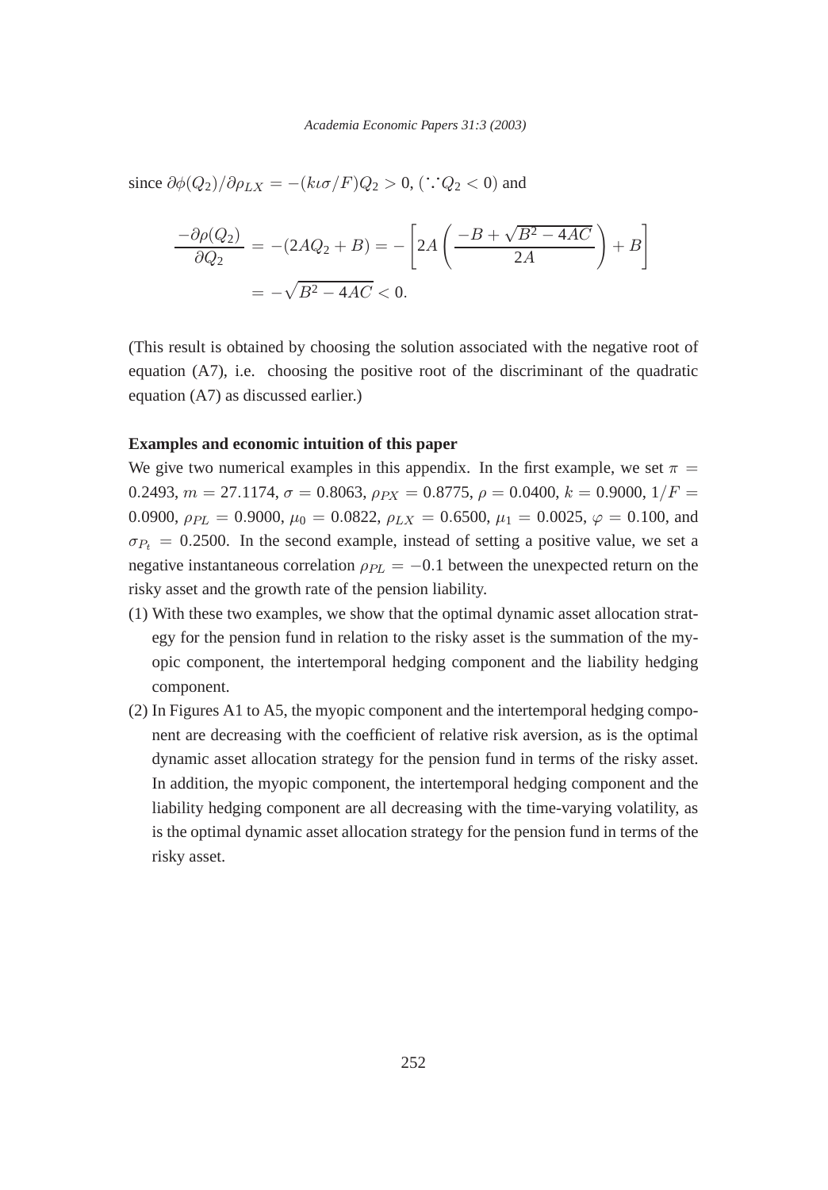since $\partial\phi(Q_2)/\partial\rho_{LX} = -(k\iota\sigma/F)Q_2 > 0$, ($\because Q_2 < 0$) and

$$
\begin{aligned}
\frac{-\partial\rho(Q_2)}{\partial Q_2} &= -(2AQ_2 + B) = -\left[2A\left(\frac{-B+\sqrt{B^2-4AC}}{2A}\right) + B\right] \\
&= -\sqrt{B^2-4AC} < 0.
\end{aligned}
$$

(This result is obtained by choosing the solution associated with the negative root of equation (A7), i.e. choosing the positive root of the discriminant of the quadratic equation (A7) as discussed earlier.)

**Examples and economic intuition of this paper**

We give two numerical examples in this appendix. In the first example, we set $\pi = 0.2493$, $m = 27.1174$, $\sigma = 0.8063$, $\rho_{PX} = 0.8775$, $\rho = 0.0400$, $k = 0.9000$, $1/F = 0.0900$, $\rho_{PL} = 0.9000$, $\mu_0 = 0.0822$, $\rho_{LX} = 0.6500$, $\mu_1 = 0.0025$, $\varphi = 0.100$, and $\sigma_{P_t} = 0.2500$. In the second example, instead of setting a positive value, we set a negative instantaneous correlation $\rho_{PL} = -0.1$ between the unexpected return on the risky asset and the growth rate of the pension liability.

(1) With these two examples, we show that the optimal dynamic asset allocation strategy for the pension fund in relation to the risky asset is the summation of the myopic component, the intertemporal hedging component and the liability hedging component.

(2) In Figures A1 to A5, the myopic component and the intertemporal hedging component are decreasing with the coefficient of relative risk aversion, as is the optimal dynamic asset allocation strategy for the pension fund in terms of the risky asset. In addition, the myopic component, the intertemporal hedging component and the liability hedging component are all decreasing with the time-varying volatility, as is the optimal dynamic asset allocation strategy for the pension fund in terms of the risky asset.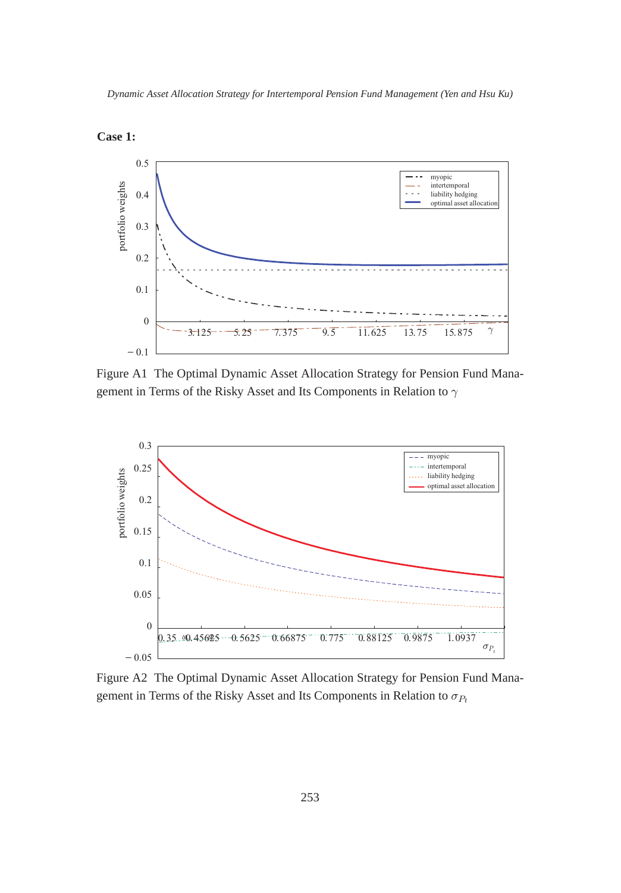**Case 1:**

Figure A1 The Optimal Dynamic Asset Allocation Strategy for Pension Fund Management in Terms of the Risky Asset and Its Components in Relation to $\gamma$

Figure A2 The Optimal Dynamic Asset Allocation Strategy for Pension Fund Management in Terms of the Risky Asset and Its Components in Relation to $\sigma_{P_t}$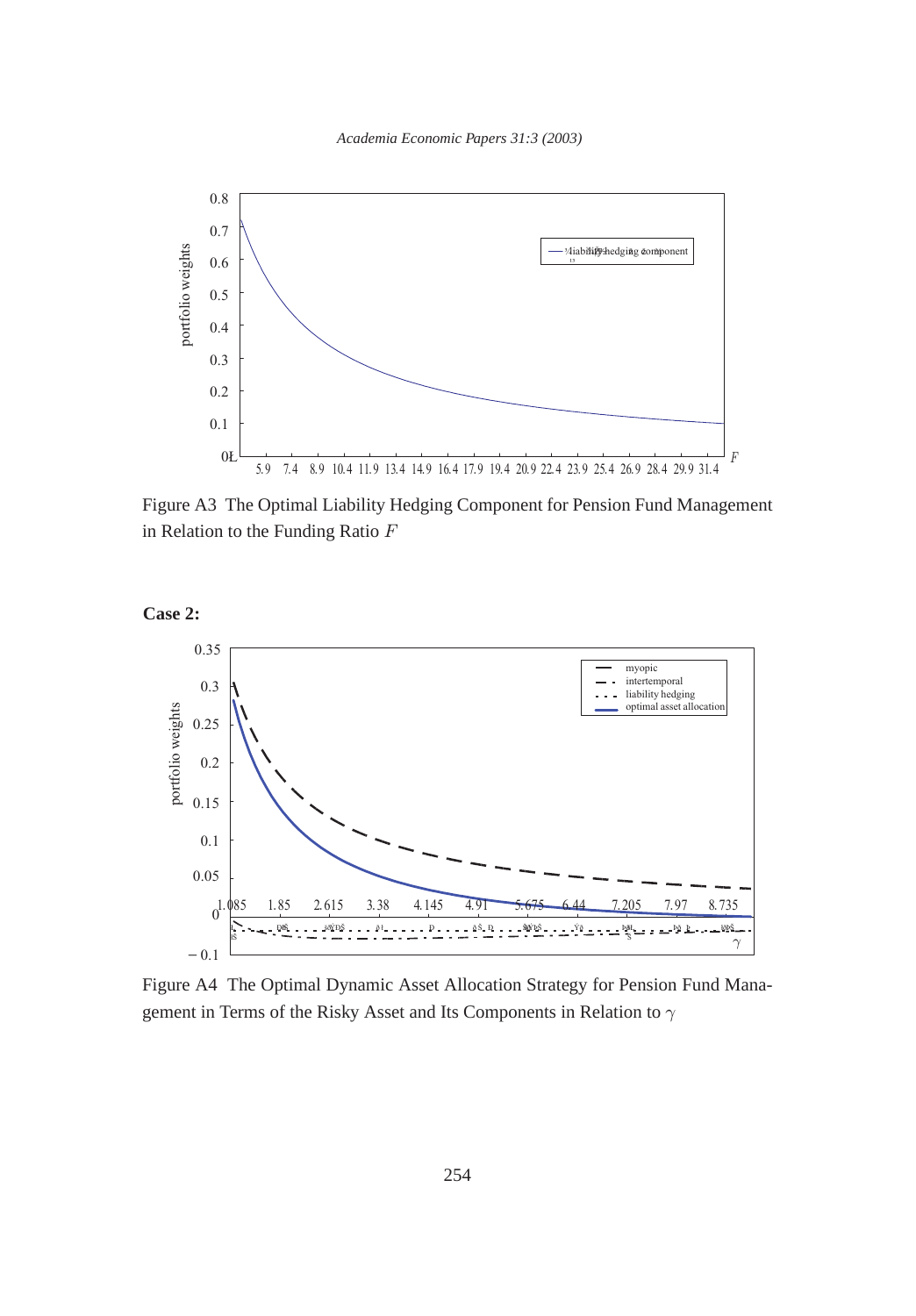Figure A3 The Optimal Liability Hedging Component for Pension Fund Management in Relation to the Funding Ratio $F$

**Case 2:**

Figure A4 The Optimal Dynamic Asset Allocation Strategy for Pension Fund Management in Terms of the Risky Asset and Its Components in Relation to $\gamma$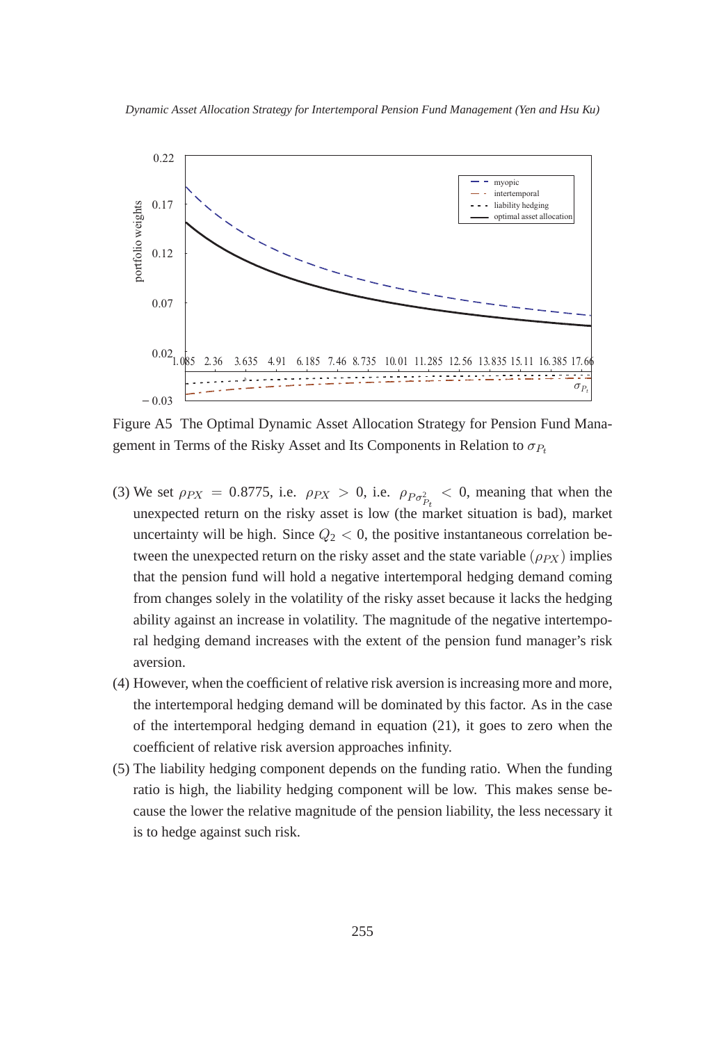Figure A5 The Optimal Dynamic Asset Allocation Strategy for Pension Fund Management in Terms of the Risky Asset and Its Components in Relation to $\sigma_{P_t}$

(3) We set $\rho_{PX} = 0.8775$, i.e. $\rho_{PX} > 0$, i.e. $\rho_{P\sigma^2_{P_t}} < 0$, meaning that when the unexpected return on the risky asset is low (the market situation is bad), market uncertainty will be high. Since $Q_2 < 0$, the positive instantaneous correlation between the unexpected return on the risky asset and the state variable $(\rho_{PX})$ implies that the pension fund will hold a negative intertemporal hedging demand coming from changes solely in the volatility of the risky asset because it lacks the hedging ability against an increase in volatility. The magnitude of the negative intertemporal hedging demand increases with the extent of the pension fund manager's risk aversion.

(4) However, when the coefficient of relative risk aversion is increasing more and more, the intertemporal hedging demand will be dominated by this factor. As in the case of the intertemporal hedging demand in equation (21), it goes to zero when the coefficient of relative risk aversion approaches infinity.

(5) The liability hedging component depends on the funding ratio. When the funding ratio is high, the liability hedging component will be low. This makes sense because the lower the relative magnitude of the pension liability, the less necessary it is to hedge against such risk.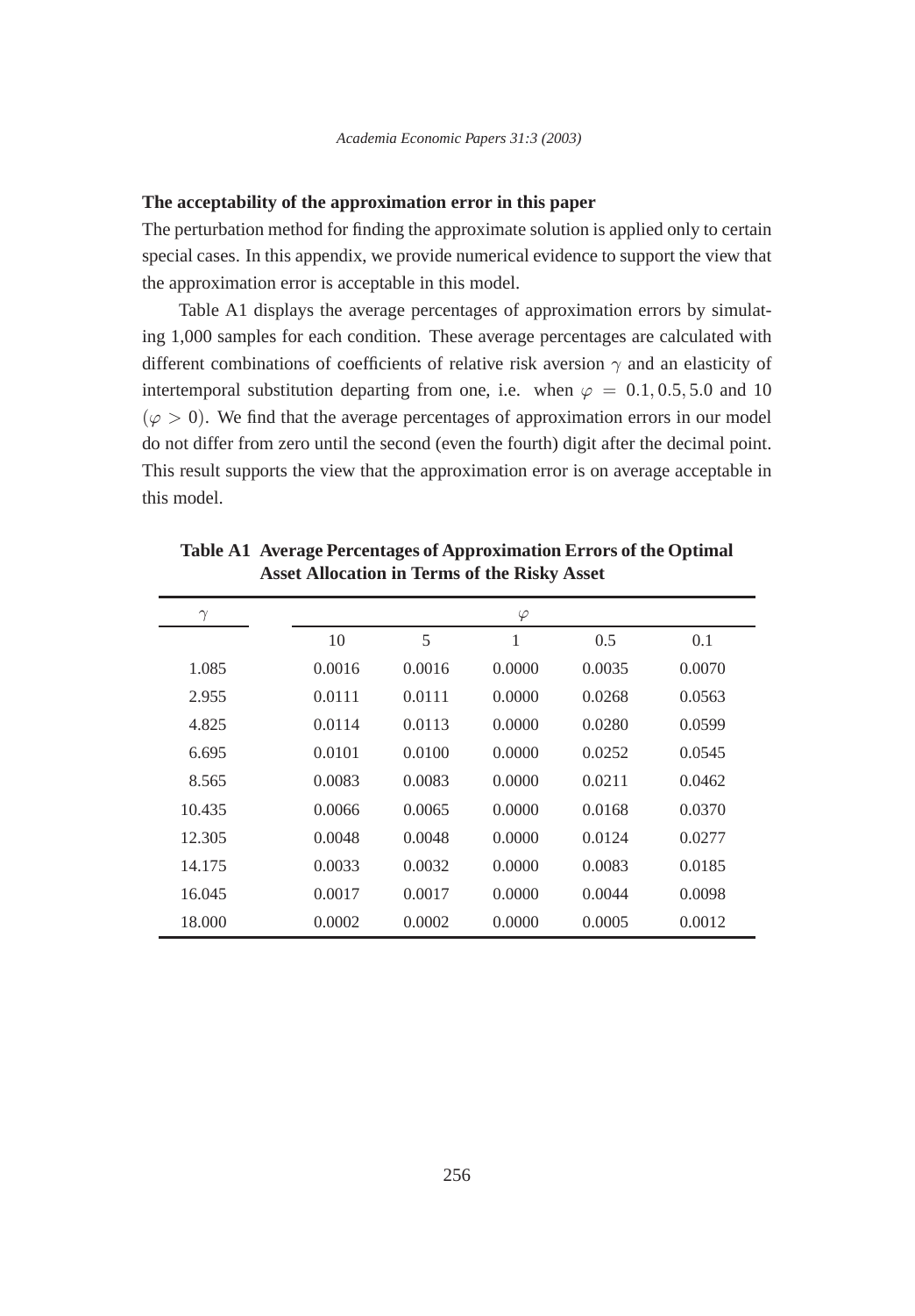**The acceptability of the approximation error in this paper**

The perturbation method for finding the approximate solution is applied only to certain special cases. In this appendix, we provide numerical evidence to support the view that the approximation error is acceptable in this model.

Table A1 displays the average percentages of approximation errors by simulating 1,000 samples for each condition. These average percentages are calculated with different combinations of coefficients of relative risk aversion $\gamma$ and an elasticity of intertemporal substitution departing from one, i.e. when $\varphi = 0.1, 0.5, 5.0$ and 10 ($\varphi > 0$). We find that the average percentages of approximation errors in our model do not differ from zero until the second (even the fourth) digit after the decimal point. This result supports the view that the approximation error is on average acceptable in this model.

**Table A1 Average Percentages of Approximation Errors of the Optimal Asset Allocation in Terms of the Risky Asset**

| $\gamma$ | $\varphi$ | | | | |
|---|---|---|---|---|---|
| | 10 | 5 | 1 | 0.5 | 0.1 |
| 1.085 | 0.0016 | 0.0016 | 0.0000 | 0.0035 | 0.0070 |
| 2.955 | 0.0111 | 0.0111 | 0.0000 | 0.0268 | 0.0563 |
| 4.825 | 0.0114 | 0.0113 | 0.0000 | 0.0280 | 0.0599 |
| 6.695 | 0.0101 | 0.0100 | 0.0000 | 0.0252 | 0.0545 |
| 8.565 | 0.0083 | 0.0083 | 0.0000 | 0.0211 | 0.0462 |
| 10.435 | 0.0066 | 0.0065 | 0.0000 | 0.0168 | 0.0370 |
| 12.305 | 0.0048 | 0.0048 | 0.0000 | 0.0124 | 0.0277 |
| 14.175 | 0.0033 | 0.0032 | 0.0000 | 0.0083 | 0.0185 |
| 16.045 | 0.0017 | 0.0017 | 0.0000 | 0.0044 | 0.0098 |
| 18.000 | 0.0002 | 0.0002 | 0.0000 | 0.0005 | 0.0012 |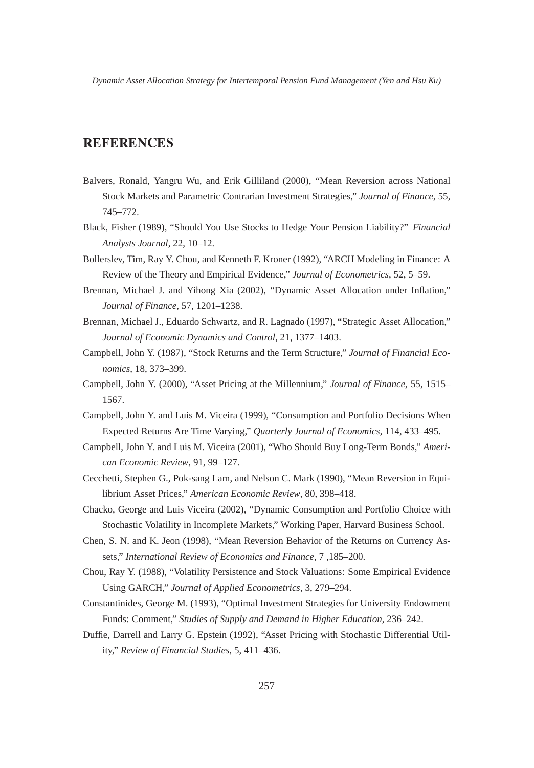## REFERENCES

Balvers, Ronald, Yangru Wu, and Erik Gilliland (2000), "Mean Reversion across National Stock Markets and Parametric Contrarian Investment Strategies," *Journal of Finance*, 55, 745–772.

Black, Fisher (1989), "Should You Use Stocks to Hedge Your Pension Liability?" *Financial Analysts Journal*, 22, 10–12.

Bollerslev, Tim, Ray Y. Chou, and Kenneth F. Kroner (1992), "ARCH Modeling in Finance: A Review of the Theory and Empirical Evidence," *Journal of Econometrics*, 52, 5–59.

Brennan, Michael J. and Yihong Xia (2002), "Dynamic Asset Allocation under Inflation," *Journal of Finance*, 57, 1201–1238.

Brennan, Michael J., Eduardo Schwartz, and R. Lagnado (1997), "Strategic Asset Allocation," *Journal of Economic Dynamics and Control*, 21, 1377–1403.

Campbell, John Y. (1987), "Stock Returns and the Term Structure," *Journal of Financial Economics*, 18, 373–399.

Campbell, John Y. (2000), "Asset Pricing at the Millennium," *Journal of Finance*, 55, 1515–1567.

Campbell, John Y. and Luis M. Viceira (1999), "Consumption and Portfolio Decisions When Expected Returns Are Time Varying," *Quarterly Journal of Economics*, 114, 433–495.

Campbell, John Y. and Luis M. Viceira (2001), "Who Should Buy Long-Term Bonds," *American Economic Review*, 91, 99–127.

Cecchetti, Stephen G., Pok-sang Lam, and Nelson C. Mark (1990), "Mean Reversion in Equilibrium Asset Prices," *American Economic Review*, 80, 398–418.

Chacko, George and Luis Viceira (2002), "Dynamic Consumption and Portfolio Choice with Stochastic Volatility in Incomplete Markets," Working Paper, Harvard Business School.

Chen, S. N. and K. Jeon (1998), "Mean Reversion Behavior of the Returns on Currency Assets," *International Review of Economics and Finance*, 7 ,185–200.

Chou, Ray Y. (1988), "Volatility Persistence and Stock Valuations: Some Empirical Evidence Using GARCH," *Journal of Applied Econometrics*, 3, 279–294.

Constantinides, George M. (1993), "Optimal Investment Strategies for University Endowment Funds: Comment," *Studies of Supply and Demand in Higher Education*, 236–242.

Duffie, Darrell and Larry G. Epstein (1992), "Asset Pricing with Stochastic Differential Utility," *Review of Financial Studies*, 5, 411–436.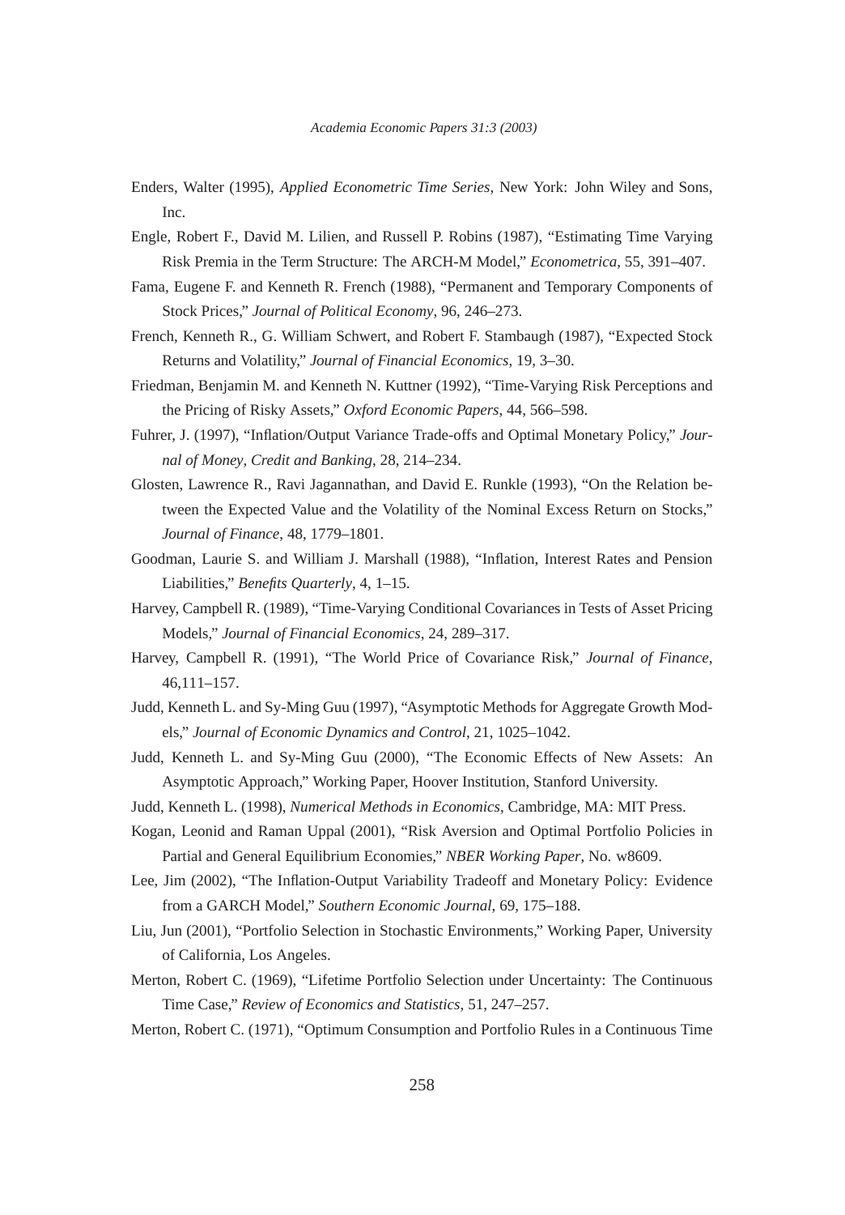Enders, Walter (1995), *Applied Econometric Time Series*, New York: John Wiley and Sons, Inc.

Engle, Robert F., David M. Lilien, and Russell P. Robins (1987), "Estimating Time Varying Risk Premia in the Term Structure: The ARCH-M Model," *Econometrica*, 55, 391–407.

Fama, Eugene F. and Kenneth R. French (1988), "Permanent and Temporary Components of Stock Prices," *Journal of Political Economy*, 96, 246–273.

French, Kenneth R., G. William Schwert, and Robert F. Stambaugh (1987), "Expected Stock Returns and Volatility," *Journal of Financial Economics*, 19, 3–30.

Friedman, Benjamin M. and Kenneth N. Kuttner (1992), "Time-Varying Risk Perceptions and the Pricing of Risky Assets," *Oxford Economic Papers*, 44, 566–598.

Fuhrer, J. (1997), "Inflation/Output Variance Trade-offs and Optimal Monetary Policy," *Journal of Money, Credit and Banking*, 28, 214–234.

Glosten, Lawrence R., Ravi Jagannathan, and David E. Runkle (1993), "On the Relation between the Expected Value and the Volatility of the Nominal Excess Return on Stocks," *Journal of Finance*, 48, 1779–1801.

Goodman, Laurie S. and William J. Marshall (1988), "Inflation, Interest Rates and Pension Liabilities," *Benefits Quarterly*, 4, 1–15.

Harvey, Campbell R. (1989), "Time-Varying Conditional Covariances in Tests of Asset Pricing Models," *Journal of Financial Economics*, 24, 289–317.

Harvey, Campbell R. (1991), "The World Price of Covariance Risk," *Journal of Finance*, 46,111–157.

Judd, Kenneth L. and Sy-Ming Guu (1997), "Asymptotic Methods for Aggregate Growth Models," *Journal of Economic Dynamics and Control*, 21, 1025–1042.

Judd, Kenneth L. and Sy-Ming Guu (2000), "The Economic Effects of New Assets: An Asymptotic Approach," Working Paper, Hoover Institution, Stanford University.

Judd, Kenneth L. (1998), *Numerical Methods in Economics*, Cambridge, MA: MIT Press.

Kogan, Leonid and Raman Uppal (2001), "Risk Aversion and Optimal Portfolio Policies in Partial and General Equilibrium Economies," *NBER Working Paper*, No. w8609.

Lee, Jim (2002), "The Inflation-Output Variability Tradeoff and Monetary Policy: Evidence from a GARCH Model," *Southern Economic Journal*, 69, 175–188.

Liu, Jun (2001), "Portfolio Selection in Stochastic Environments," Working Paper, University of California, Los Angeles.

Merton, Robert C. (1969), "Lifetime Portfolio Selection under Uncertainty: The Continuous Time Case," *Review of Economics and Statistics*, 51, 247–257.

Merton, Robert C. (1971), "Optimum Consumption and Portfolio Rules in a Continuous Time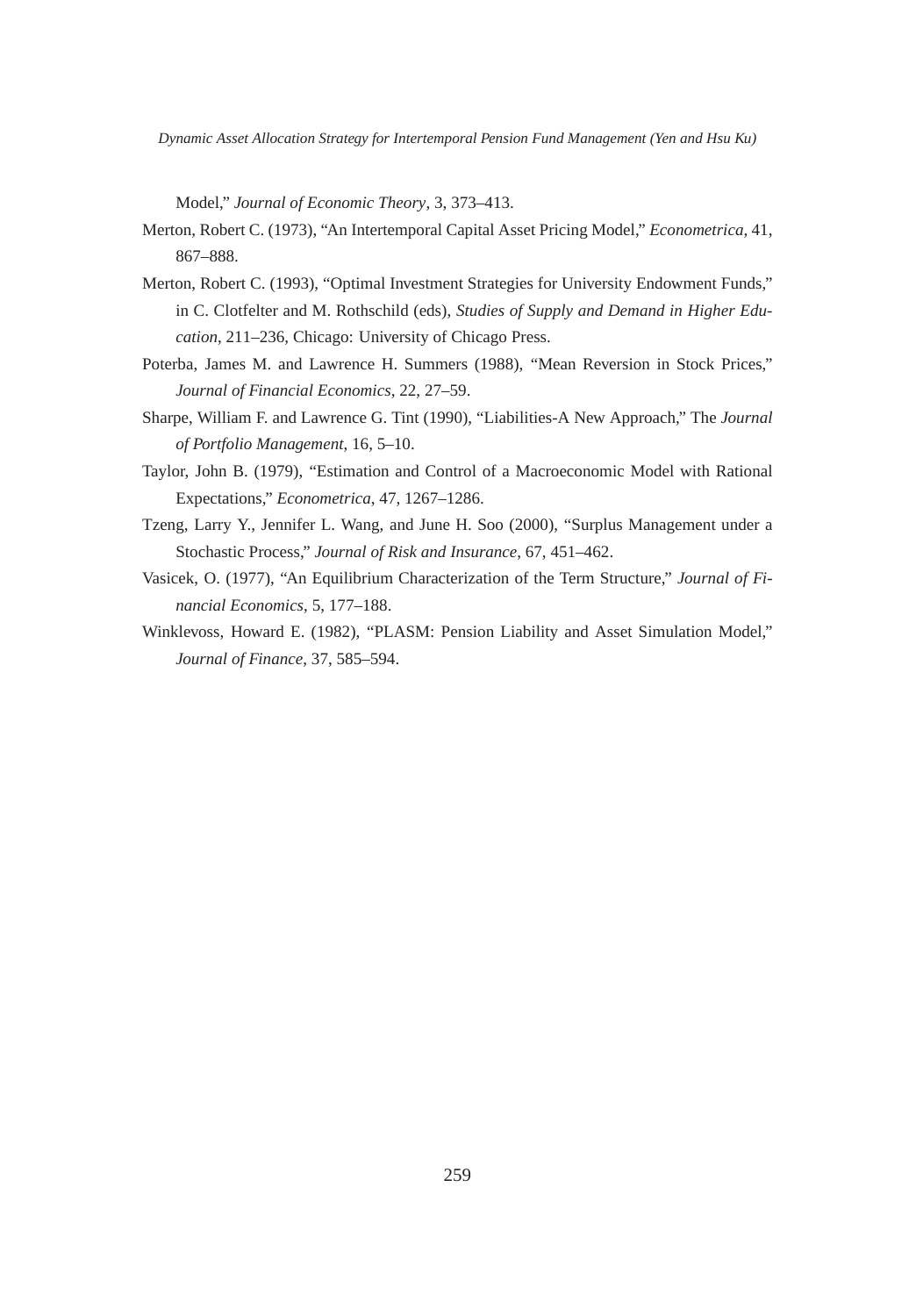Model," *Journal of Economic Theory*, 3, 373–413.

Merton, Robert C. (1973), "An Intertemporal Capital Asset Pricing Model," *Econometrica*, 41, 867–888.

Merton, Robert C. (1993), "Optimal Investment Strategies for University Endowment Funds," in C. Clotfelter and M. Rothschild (eds), *Studies of Supply and Demand in Higher Education*, 211–236, Chicago: University of Chicago Press.

Poterba, James M. and Lawrence H. Summers (1988), "Mean Reversion in Stock Prices," *Journal of Financial Economics*, 22, 27–59.

Sharpe, William F. and Lawrence G. Tint (1990), "Liabilities-A New Approach," The *Journal of Portfolio Management*, 16, 5–10.

Taylor, John B. (1979), "Estimation and Control of a Macroeconomic Model with Rational Expectations," *Econometrica*, 47, 1267–1286.

Tzeng, Larry Y., Jennifer L. Wang, and June H. Soo (2000), "Surplus Management under a Stochastic Process," *Journal of Risk and Insurance*, 67, 451–462.

Vasicek, O. (1977), "An Equilibrium Characterization of the Term Structure," *Journal of Financial Economics*, 5, 177–188.

Winklevoss, Howard E. (1982), "PLASM: Pension Liability and Asset Simulation Model," *Journal of Finance*, 37, 585–594.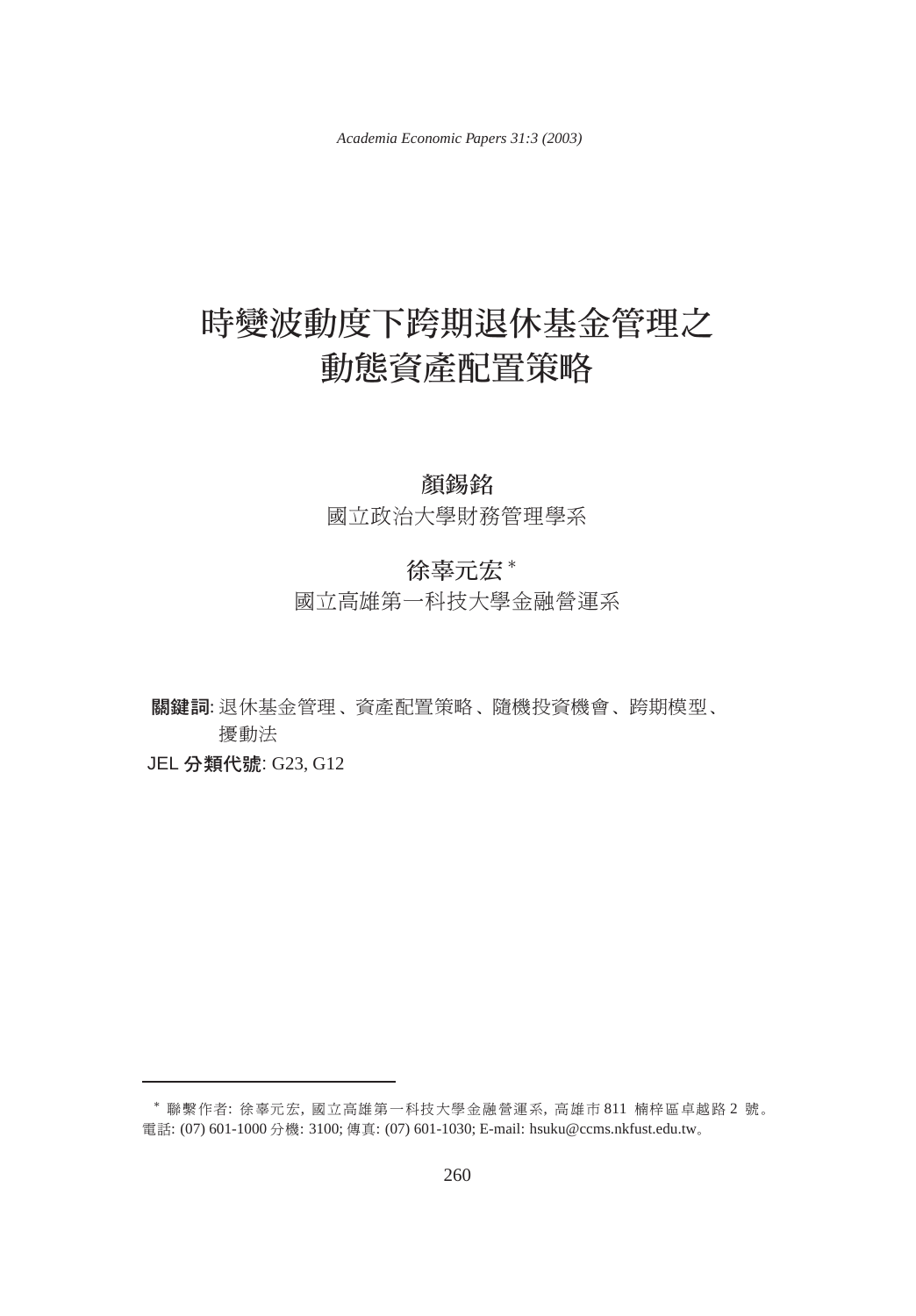# 時變波動度下跨期退休基金管理之動態資產配置策略

**顏錫銘**

國立政治大學財務管理學系

**徐辜元宏** *

國立高雄第一科技大學金融營運系

**關鍵詞**: 退休基金管理、資產配置策略、隨機投資機會、跨期模型、擾動法

**JEL 分類代號**: G23, G12

---

* 聯繫作者: 徐辜元宏, 國立高雄第一科技大學金融營運系, 高雄市 811 楠梓區卓越路 2 號。電話: (07) 601-1000 分機: 3100; 傳真: (07) 601-1030; E-mail: hsuku@ccms.nkfust.edu.tw。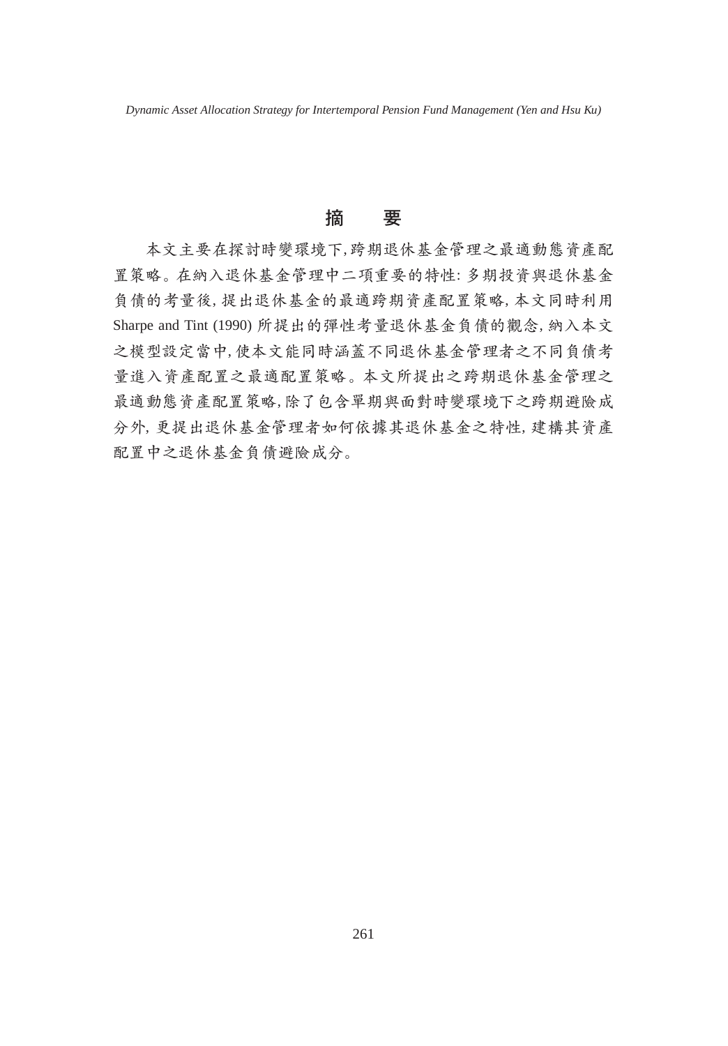# 摘　要

本文主要在探討時變環境下,跨期退休基金管理之最適動態資產配置策略。在納入退休基金管理中二項重要的特性: 多期投資與退休基金負債的考量後, 提出退休基金的最適跨期資產配置策略, 本文同時利用 Sharpe and Tint (1990) 所提出的彈性考量退休基金負債的觀念, 納入本文之模型設定當中, 使本文能同時涵蓋不同退休基金管理者之不同負債考量進入資產配置之最適配置策略。本文所提出之跨期退休基金管理之最適動態資產配置策略, 除了包含單期與面對時變環境下之跨期避險成分外, 更提出退休基金管理者如何依據其退休基金之特性, 建構其資產配置中之退休基金負債避險成分。